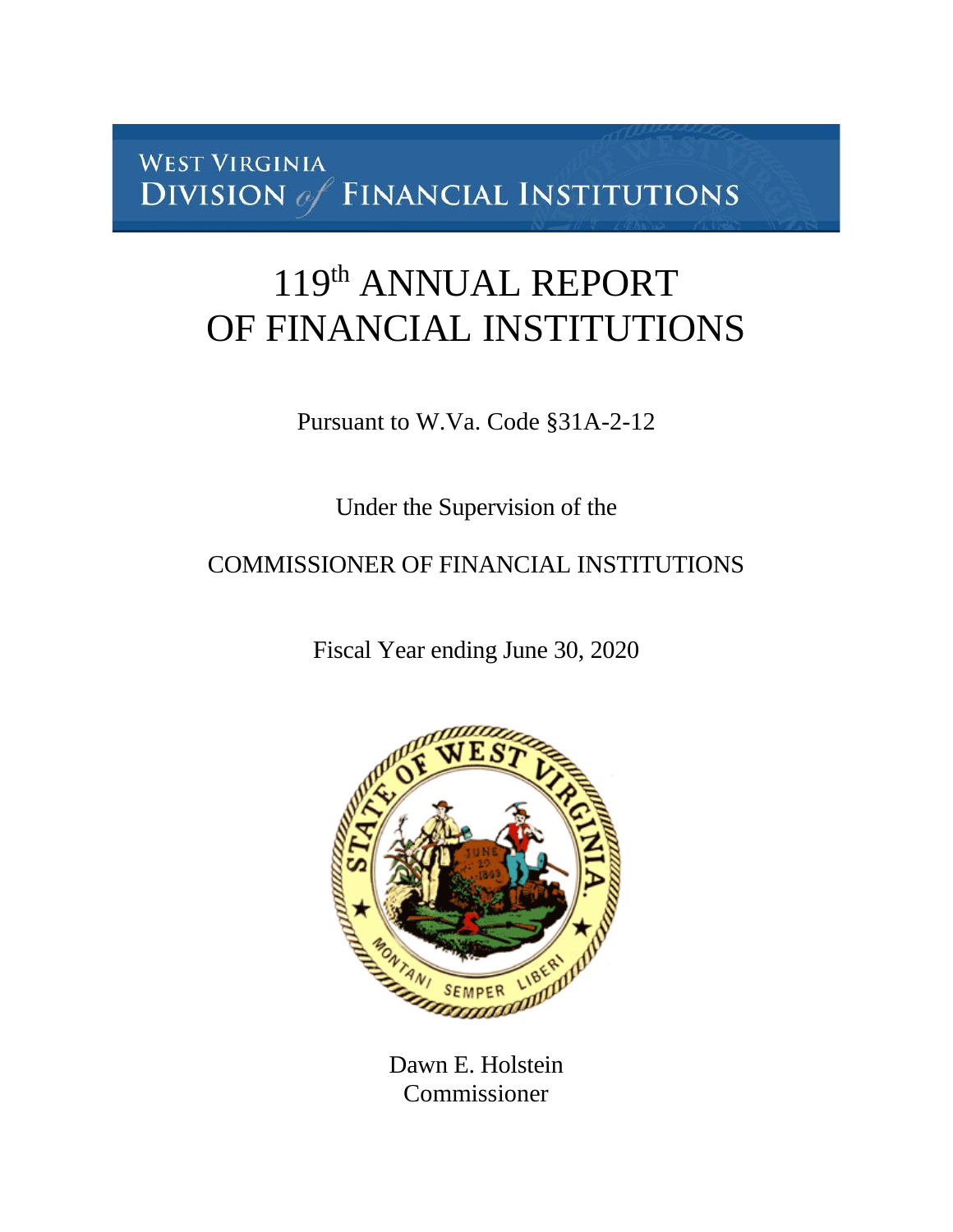WEST VIRGINIA
DIVISION of FINANCIAL INSTITUTIONS

# 119th ANNUAL REPORT OF FINANCIAL INSTITUTIONS

Pursuant to W.Va. Code §31A-2-12

Under the Supervision of the

COMMISSIONER OF FINANCIAL INSTITUTIONS

Fiscal Year ending June 30, 2020

Dawn E. Holstein
Commissioner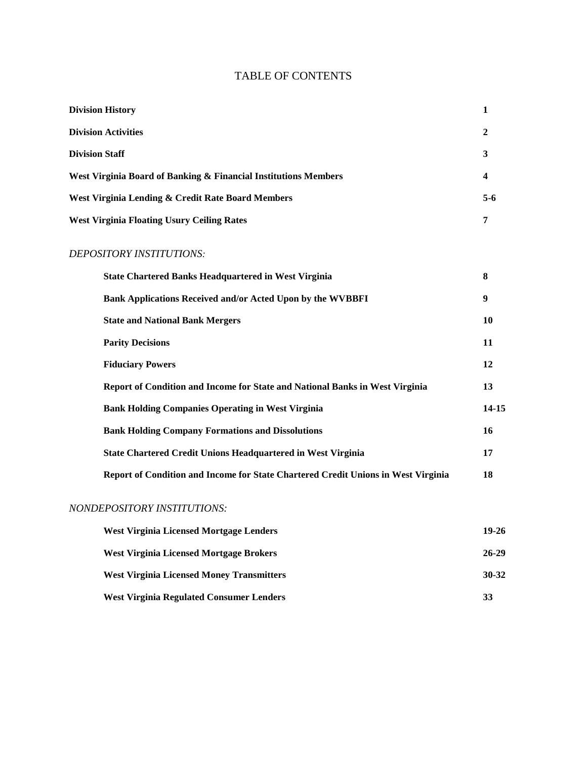# TABLE OF CONTENTS

| | |
|---|---|
| **Division History** | **1** |
| **Division Activities** | **2** |
| **Division Staff** | **3** |
| **West Virginia Board of Banking & Financial Institutions Members** | **4** |
| **West Virginia Lending & Credit Rate Board Members** | **5-6** |
| **West Virginia Floating Usury Ceiling Rates** | **7** |

*DEPOSITORY INSTITUTIONS:*

| | |
|---|---|
| **State Chartered Banks Headquartered in West Virginia** | **8** |
| **Bank Applications Received and/or Acted Upon by the WVBBFI** | **9** |
| **State and National Bank Mergers** | **10** |
| **Parity Decisions** | **11** |
| **Fiduciary Powers** | **12** |
| **Report of Condition and Income for State and National Banks in West Virginia** | **13** |
| **Bank Holding Companies Operating in West Virginia** | **14-15** |
| **Bank Holding Company Formations and Dissolutions** | **16** |
| **State Chartered Credit Unions Headquartered in West Virginia** | **17** |
| **Report of Condition and Income for State Chartered Credit Unions in West Virginia** | **18** |

*NONDEPOSITORY INSTITUTIONS:*

| | |
|---|---|
| **West Virginia Licensed Mortgage Lenders** | **19-26** |
| **West Virginia Licensed Mortgage Brokers** | **26-29** |
| **West Virginia Licensed Money Transmitters** | **30-32** |
| **West Virginia Regulated Consumer Lenders** | **33** |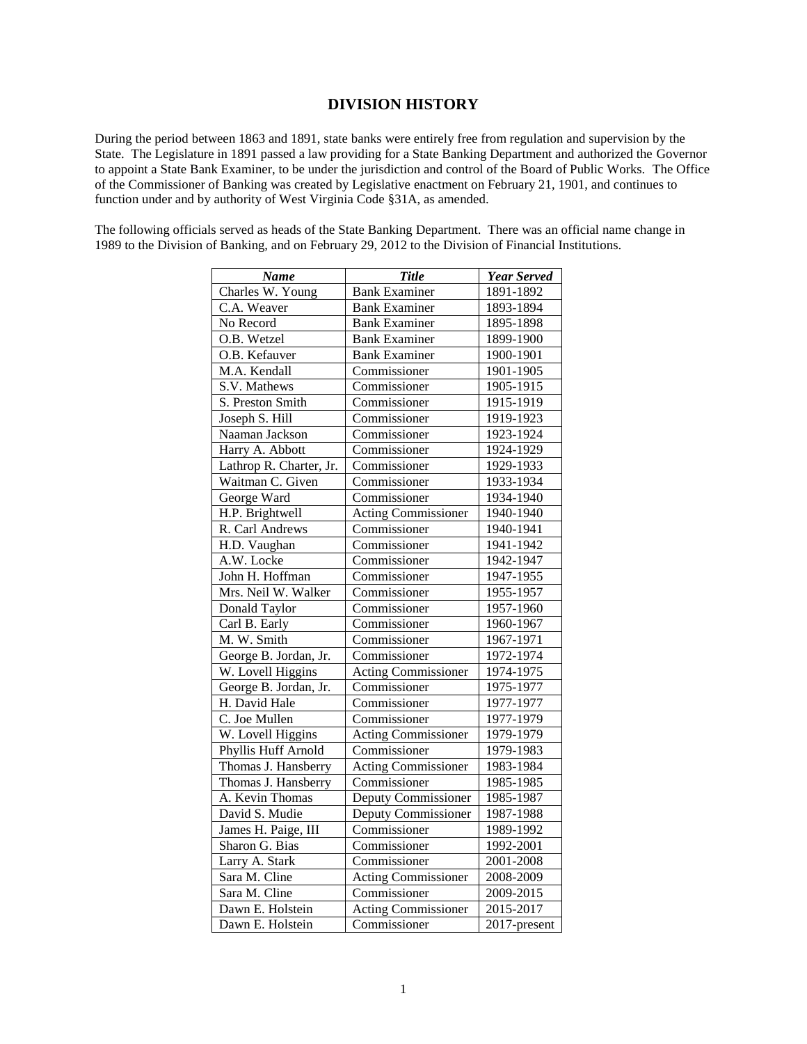## DIVISION HISTORY

During the period between 1863 and 1891, state banks were entirely free from regulation and supervision by the State. The Legislature in 1891 passed a law providing for a State Banking Department and authorized the Governor to appoint a State Bank Examiner, to be under the jurisdiction and control of the Board of Public Works. The Office of the Commissioner of Banking was created by Legislative enactment on February 21, 1901, and continues to function under and by authority of West Virginia Code §31A, as amended.

The following officials served as heads of the State Banking Department. There was an official name change in 1989 to the Division of Banking, and on February 29, 2012 to the Division of Financial Institutions.

| ***Name*** | ***Title*** | ***Year Served*** |
|---|---|---|
| Charles W. Young | Bank Examiner | 1891-1892 |
| C.A. Weaver | Bank Examiner | 1893-1894 |
| No Record | Bank Examiner | 1895-1898 |
| O.B. Wetzel | Bank Examiner | 1899-1900 |
| O.B. Kefauver | Bank Examiner | 1900-1901 |
| M.A. Kendall | Commissioner | 1901-1905 |
| S.V. Mathews | Commissioner | 1905-1915 |
| S. Preston Smith | Commissioner | 1915-1919 |
| Joseph S. Hill | Commissioner | 1919-1923 |
| Naaman Jackson | Commissioner | 1923-1924 |
| Harry A. Abbott | Commissioner | 1924-1929 |
| Lathrop R. Charter, Jr. | Commissioner | 1929-1933 |
| Waitman C. Given | Commissioner | 1933-1934 |
| George Ward | Commissioner | 1934-1940 |
| H.P. Brightwell | Acting Commissioner | 1940-1940 |
| R. Carl Andrews | Commissioner | 1940-1941 |
| H.D. Vaughan | Commissioner | 1941-1942 |
| A.W. Locke | Commissioner | 1942-1947 |
| John H. Hoffman | Commissioner | 1947-1955 |
| Mrs. Neil W. Walker | Commissioner | 1955-1957 |
| Donald Taylor | Commissioner | 1957-1960 |
| Carl B. Early | Commissioner | 1960-1967 |
| M. W. Smith | Commissioner | 1967-1971 |
| George B. Jordan, Jr. | Commissioner | 1972-1974 |
| W. Lovell Higgins | Acting Commissioner | 1974-1975 |
| George B. Jordan, Jr. | Commissioner | 1975-1977 |
| H. David Hale | Commissioner | 1977-1977 |
| C. Joe Mullen | Commissioner | 1977-1979 |
| W. Lovell Higgins | Acting Commissioner | 1979-1979 |
| Phyllis Huff Arnold | Commissioner | 1979-1983 |
| Thomas J. Hansberry | Acting Commissioner | 1983-1984 |
| Thomas J. Hansberry | Commissioner | 1985-1985 |
| A. Kevin Thomas | Deputy Commissioner | 1985-1987 |
| David S. Mudie | Deputy Commissioner | 1987-1988 |
| James H. Paige, III | Commissioner | 1989-1992 |
| Sharon G. Bias | Commissioner | 1992-2001 |
| Larry A. Stark | Commissioner | 2001-2008 |
| Sara M. Cline | Acting Commissioner | 2008-2009 |
| Sara M. Cline | Commissioner | 2009-2015 |
| Dawn E. Holstein | Acting Commissioner | 2015-2017 |
| Dawn E. Holstein | Commissioner | 2017-present |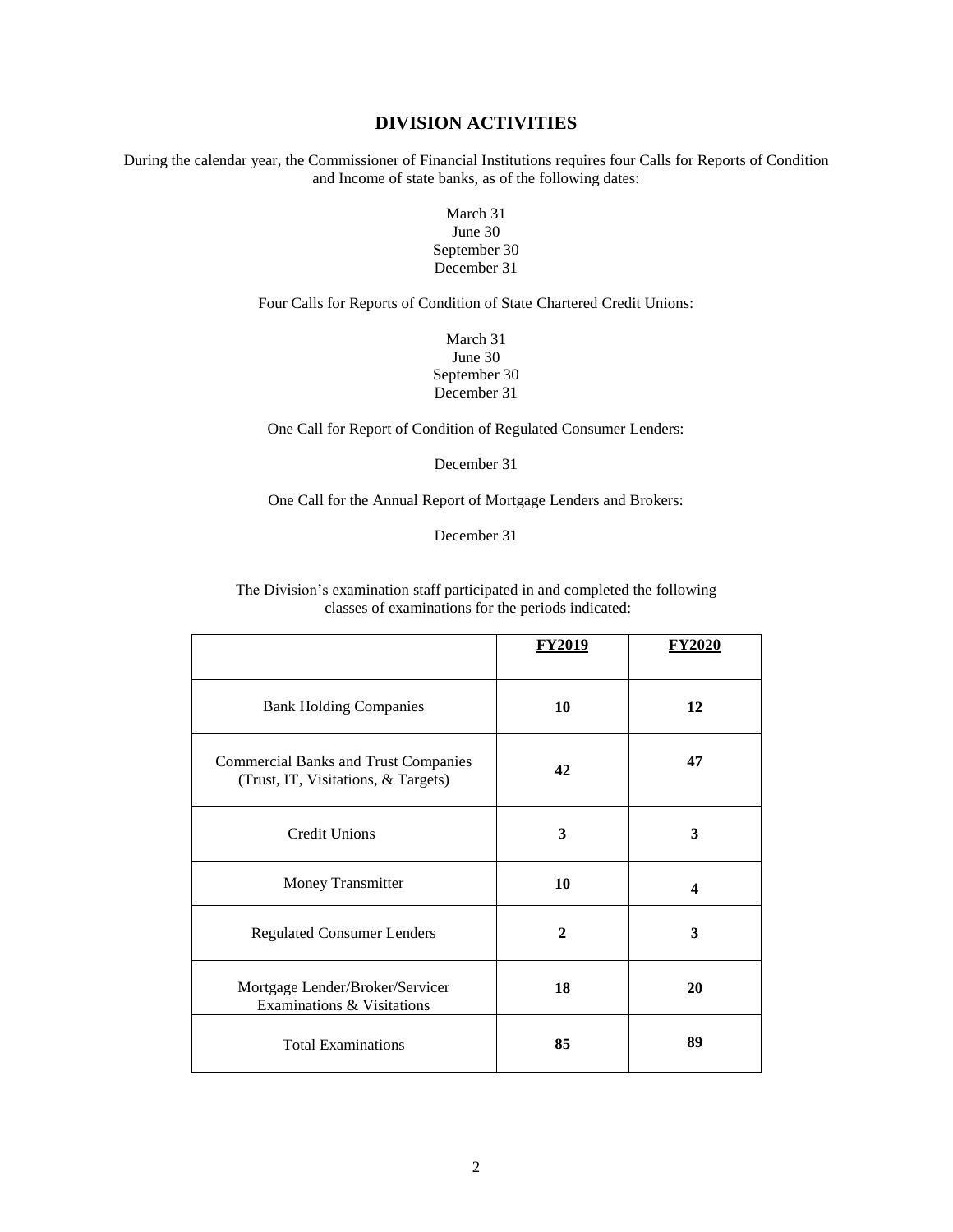## DIVISION ACTIVITIES

During the calendar year, the Commissioner of Financial Institutions requires four Calls for Reports of Condition and Income of state banks, as of the following dates:

March 31
June 30
September 30
December 31

Four Calls for Reports of Condition of State Chartered Credit Unions:

March 31
June 30
September 30
December 31

One Call for Report of Condition of Regulated Consumer Lenders:

December 31

One Call for the Annual Report of Mortgage Lenders and Brokers:

December 31

The Division's examination staff participated in and completed the following classes of examinations for the periods indicated:

| | **FY2019** | **FY2020** |
|---|---|---|
| Bank Holding Companies | **10** | **12** |
| Commercial Banks and Trust Companies (Trust, IT, Visitations, & Targets) | **42** | **47** |
| Credit Unions | **3** | **3** |
| Money Transmitter | **10** | **4** |
| Regulated Consumer Lenders | **2** | **3** |
| Mortgage Lender/Broker/Servicer Examinations & Visitations | **18** | **20** |
| Total Examinations | **85** | **89** |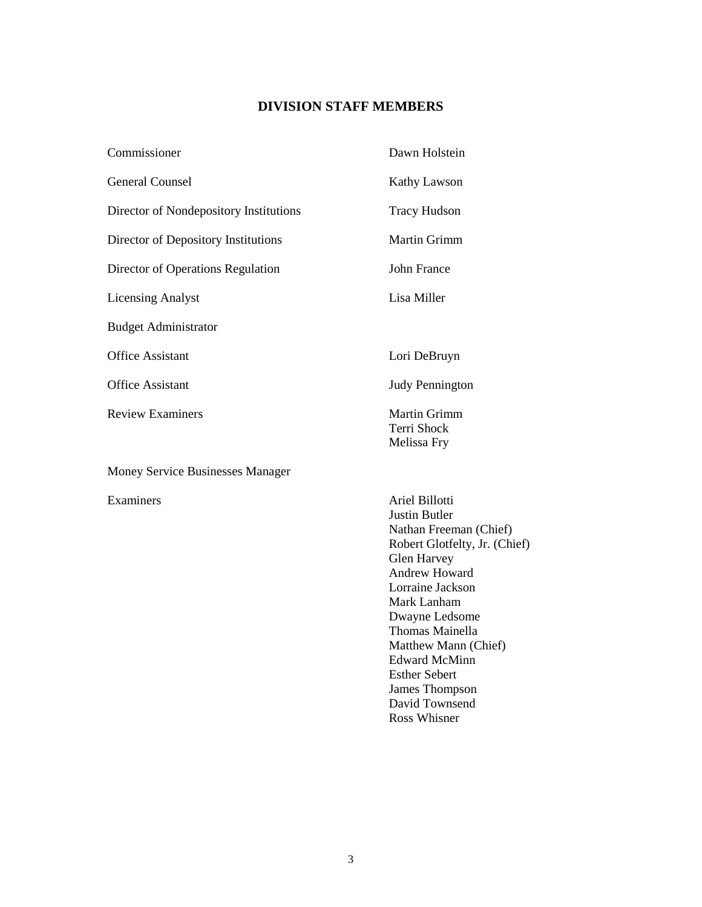## DIVISION STAFF MEMBERS

| | |
|---|---|
| Commissioner | Dawn Holstein |
| General Counsel | Kathy Lawson |
| Director of Nondepository Institutions | Tracy Hudson |
| Director of Depository Institutions | Martin Grimm |
| Director of Operations Regulation | John France |
| Licensing Analyst | Lisa Miller |
| Budget Administrator | |
| Office Assistant | Lori DeBruyn |
| Office Assistant | Judy Pennington |
| Review Examiners | Martin Grimm<br>Terri Shock<br>Melissa Fry |
| Money Service Businesses Manager | |
| Examiners | Ariel Billotti<br>Justin Butler<br>Nathan Freeman (Chief)<br>Robert Glotfelty, Jr. (Chief)<br>Glen Harvey<br>Andrew Howard<br>Lorraine Jackson<br>Mark Lanham<br>Dwayne Ledsome<br>Thomas Mainella<br>Matthew Mann (Chief)<br>Edward McMinn<br>Esther Sebert<br>James Thompson<br>David Townsend<br>Ross Whisner |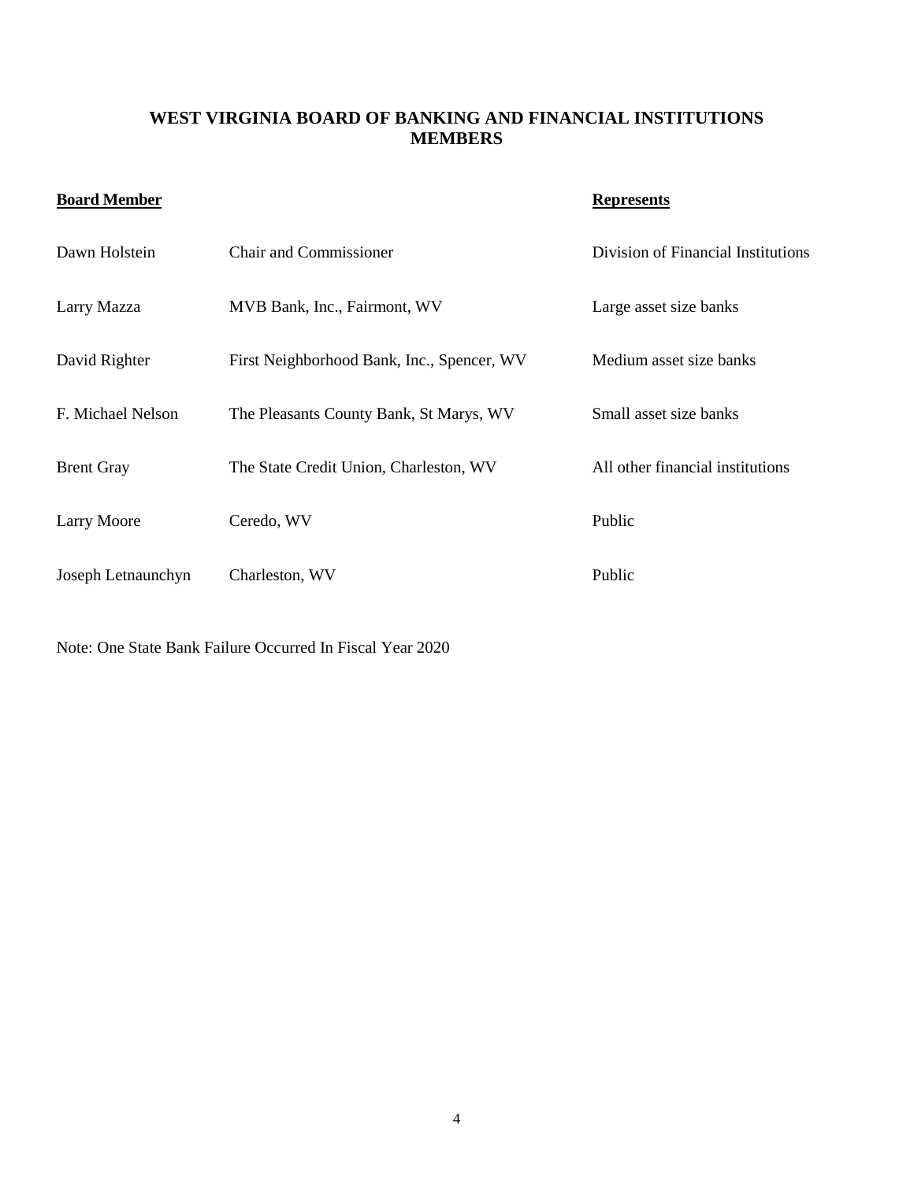# WEST VIRGINIA BOARD OF BANKING AND FINANCIAL INSTITUTIONS MEMBERS

| Board Member | | Represents |
| --- | --- | --- |
| Dawn Holstein | Chair and Commissioner | Division of Financial Institutions |
| Larry Mazza | MVB Bank, Inc., Fairmont, WV | Large asset size banks |
| David Righter | First Neighborhood Bank, Inc., Spencer, WV | Medium asset size banks |
| F. Michael Nelson | The Pleasants County Bank, St Marys, WV | Small asset size banks |
| Brent Gray | The State Credit Union, Charleston, WV | All other financial institutions |
| Larry Moore | Ceredo, WV | Public |
| Joseph Letnaunchyn | Charleston, WV | Public |

Note: One State Bank Failure Occurred In Fiscal Year 2020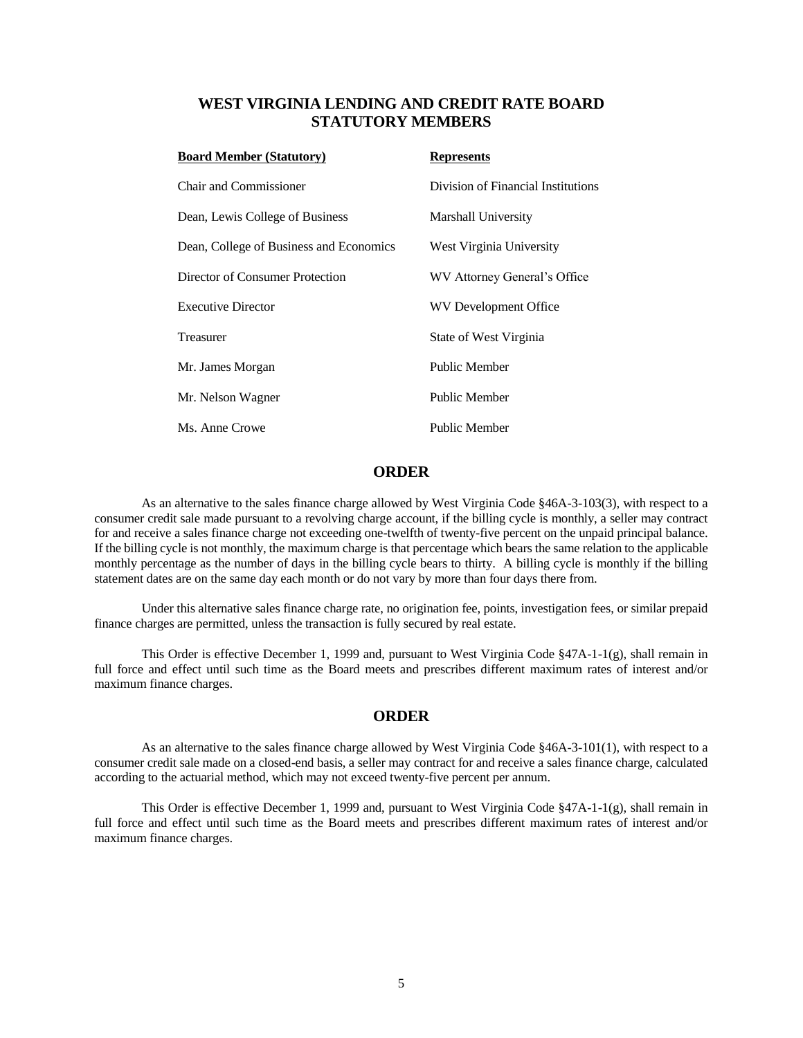## WEST VIRGINIA LENDING AND CREDIT RATE BOARD STATUTORY MEMBERS

| Board Member (Statutory) | Represents |
|---|---|
| Chair and Commissioner | Division of Financial Institutions |
| Dean, Lewis College of Business | Marshall University |
| Dean, College of Business and Economics | West Virginia University |
| Director of Consumer Protection | WV Attorney General's Office |
| Executive Director | WV Development Office |
| Treasurer | State of West Virginia |
| Mr. James Morgan | Public Member |
| Mr. Nelson Wagner | Public Member |
| Ms. Anne Crowe | Public Member |

## ORDER

As an alternative to the sales finance charge allowed by West Virginia Code §46A-3-103(3), with respect to a consumer credit sale made pursuant to a revolving charge account, if the billing cycle is monthly, a seller may contract for and receive a sales finance charge not exceeding one-twelfth of twenty-five percent on the unpaid principal balance. If the billing cycle is not monthly, the maximum charge is that percentage which bears the same relation to the applicable monthly percentage as the number of days in the billing cycle bears to thirty. A billing cycle is monthly if the billing statement dates are on the same day each month or do not vary by more than four days there from.

Under this alternative sales finance charge rate, no origination fee, points, investigation fees, or similar prepaid finance charges are permitted, unless the transaction is fully secured by real estate.

This Order is effective December 1, 1999 and, pursuant to West Virginia Code §47A-1-1(g), shall remain in full force and effect until such time as the Board meets and prescribes different maximum rates of interest and/or maximum finance charges.

## ORDER

As an alternative to the sales finance charge allowed by West Virginia Code §46A-3-101(1), with respect to a consumer credit sale made on a closed-end basis, a seller may contract for and receive a sales finance charge, calculated according to the actuarial method, which may not exceed twenty-five percent per annum.

This Order is effective December 1, 1999 and, pursuant to West Virginia Code §47A-1-1(g), shall remain in full force and effect until such time as the Board meets and prescribes different maximum rates of interest and/or maximum finance charges.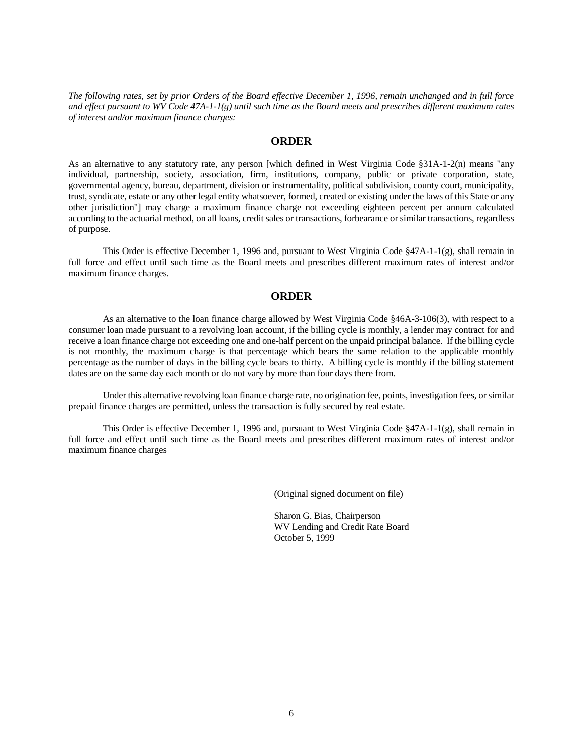*The following rates, set by prior Orders of the Board effective December 1, 1996, remain unchanged and in full force and effect pursuant to WV Code 47A-1-1(g) until such time as the Board meets and prescribes different maximum rates of interest and/or maximum finance charges:*

## ORDER

As an alternative to any statutory rate, any person [which defined in West Virginia Code §31A-1-2(n) means "any individual, partnership, society, association, firm, institutions, company, public or private corporation, state, governmental agency, bureau, department, division or instrumentality, political subdivision, county court, municipality, trust, syndicate, estate or any other legal entity whatsoever, formed, created or existing under the laws of this State or any other jurisdiction"] may charge a maximum finance charge not exceeding eighteen percent per annum calculated according to the actuarial method, on all loans, credit sales or transactions, forbearance or similar transactions, regardless of purpose.

This Order is effective December 1, 1996 and, pursuant to West Virginia Code §47A-1-1(g), shall remain in full force and effect until such time as the Board meets and prescribes different maximum rates of interest and/or maximum finance charges.

## ORDER

As an alternative to the loan finance charge allowed by West Virginia Code §46A-3-106(3), with respect to a consumer loan made pursuant to a revolving loan account, if the billing cycle is monthly, a lender may contract for and receive a loan finance charge not exceeding one and one-half percent on the unpaid principal balance. If the billing cycle is not monthly, the maximum charge is that percentage which bears the same relation to the applicable monthly percentage as the number of days in the billing cycle bears to thirty. A billing cycle is monthly if the billing statement dates are on the same day each month or do not vary by more than four days there from.

Under this alternative revolving loan finance charge rate, no origination fee, points, investigation fees, or similar prepaid finance charges are permitted, unless the transaction is fully secured by real estate.

This Order is effective December 1, 1996 and, pursuant to West Virginia Code §47A-1-1(g), shall remain in full force and effect until such time as the Board meets and prescribes different maximum rates of interest and/or maximum finance charges

(Original signed document on file)

Sharon G. Bias, Chairperson
WV Lending and Credit Rate Board
October 5, 1999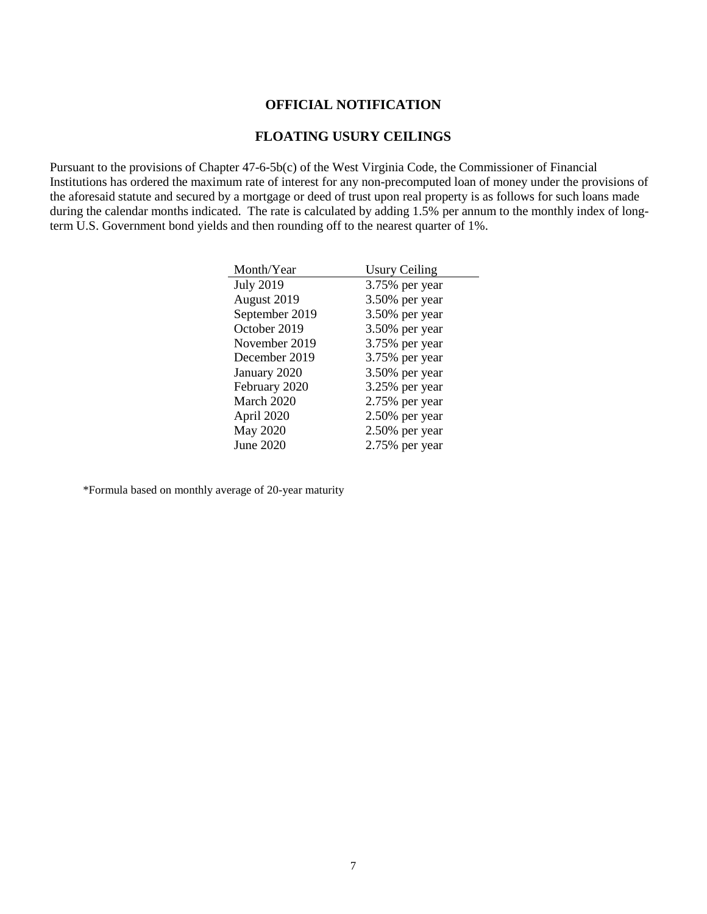## OFFICIAL NOTIFICATION

## FLOATING USURY CEILINGS

Pursuant to the provisions of Chapter 47-6-5b(c) of the West Virginia Code, the Commissioner of Financial Institutions has ordered the maximum rate of interest for any non-precomputed loan of money under the provisions of the aforesaid statute and secured by a mortgage or deed of trust upon real property is as follows for such loans made during the calendar months indicated. The rate is calculated by adding 1.5% per annum to the monthly index of long-term U.S. Government bond yields and then rounding off to the nearest quarter of 1%.

| Month/Year | Usury Ceiling |
|---|---|
| July 2019 | 3.75% per year |
| August 2019 | 3.50% per year |
| September 2019 | 3.50% per year |
| October 2019 | 3.50% per year |
| November 2019 | 3.75% per year |
| December 2019 | 3.75% per year |
| January 2020 | 3.50% per year |
| February 2020 | 3.25% per year |
| March 2020 | 2.75% per year |
| April 2020 | 2.50% per year |
| May 2020 | 2.50% per year |
| June 2020 | 2.75% per year |

*Formula based on monthly average of 20-year maturity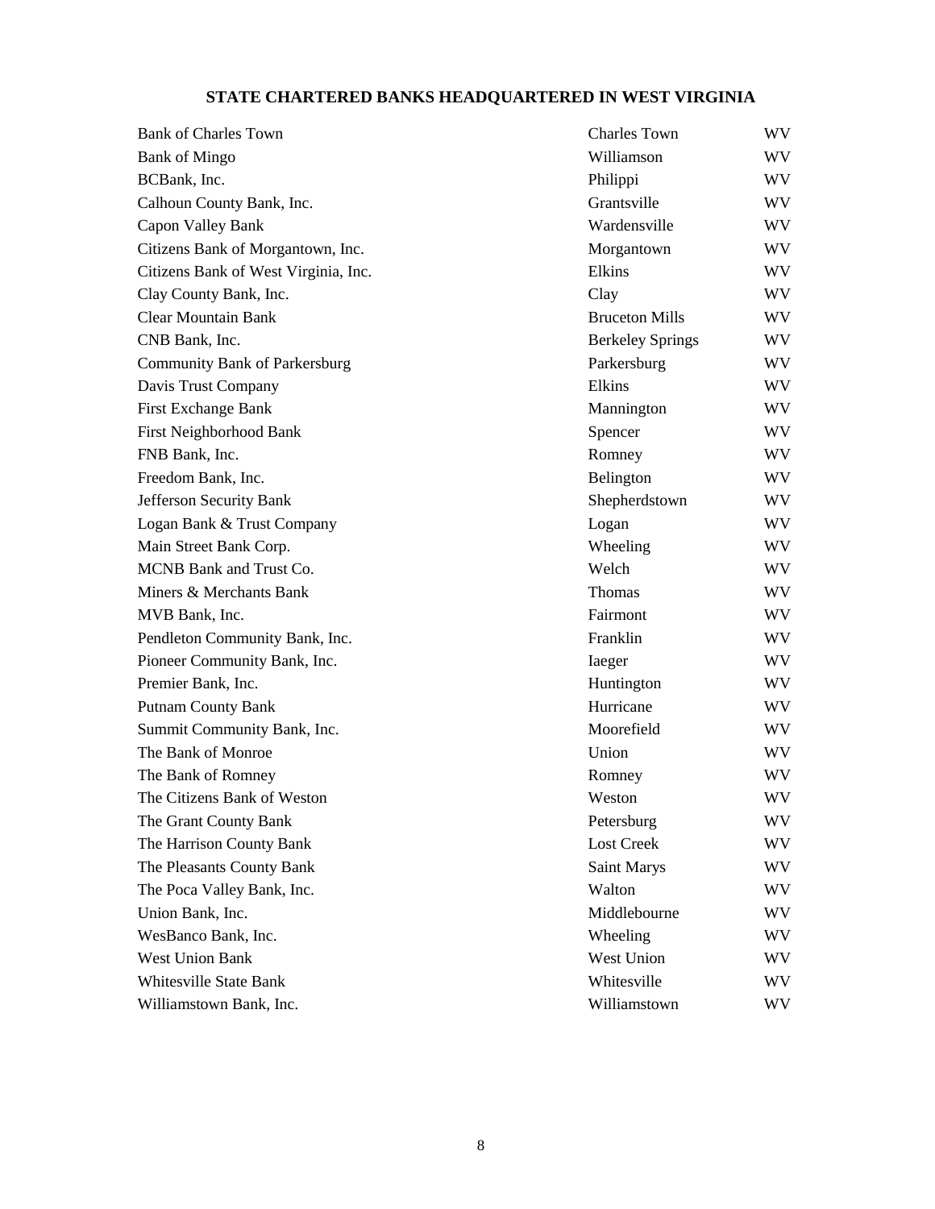## STATE CHARTERED BANKS HEADQUARTERED IN WEST VIRGINIA

| Bank | City | State |
|---|---|---|
| Bank of Charles Town | Charles Town | WV |
| Bank of Mingo | Williamson | WV |
| BCBank, Inc. | Philippi | WV |
| Calhoun County Bank, Inc. | Grantsville | WV |
| Capon Valley Bank | Wardensville | WV |
| Citizens Bank of Morgantown, Inc. | Morgantown | WV |
| Citizens Bank of West Virginia, Inc. | Elkins | WV |
| Clay County Bank, Inc. | Clay | WV |
| Clear Mountain Bank | Bruceton Mills | WV |
| CNB Bank, Inc. | Berkeley Springs | WV |
| Community Bank of Parkersburg | Parkersburg | WV |
| Davis Trust Company | Elkins | WV |
| First Exchange Bank | Mannington | WV |
| First Neighborhood Bank | Spencer | WV |
| FNB Bank, Inc. | Romney | WV |
| Freedom Bank, Inc. | Belington | WV |
| Jefferson Security Bank | Shepherdstown | WV |
| Logan Bank & Trust Company | Logan | WV |
| Main Street Bank Corp. | Wheeling | WV |
| MCNB Bank and Trust Co. | Welch | WV |
| Miners & Merchants Bank | Thomas | WV |
| MVB Bank, Inc. | Fairmont | WV |
| Pendleton Community Bank, Inc. | Franklin | WV |
| Pioneer Community Bank, Inc. | Iaeger | WV |
| Premier Bank, Inc. | Huntington | WV |
| Putnam County Bank | Hurricane | WV |
| Summit Community Bank, Inc. | Moorefield | WV |
| The Bank of Monroe | Union | WV |
| The Bank of Romney | Romney | WV |
| The Citizens Bank of Weston | Weston | WV |
| The Grant County Bank | Petersburg | WV |
| The Harrison County Bank | Lost Creek | WV |
| The Pleasants County Bank | Saint Marys | WV |
| The Poca Valley Bank, Inc. | Walton | WV |
| Union Bank, Inc. | Middlebourne | WV |
| WesBanco Bank, Inc. | Wheeling | WV |
| West Union Bank | West Union | WV |
| Whitesville State Bank | Whitesville | WV |
| Williamstown Bank, Inc. | Williamstown | WV |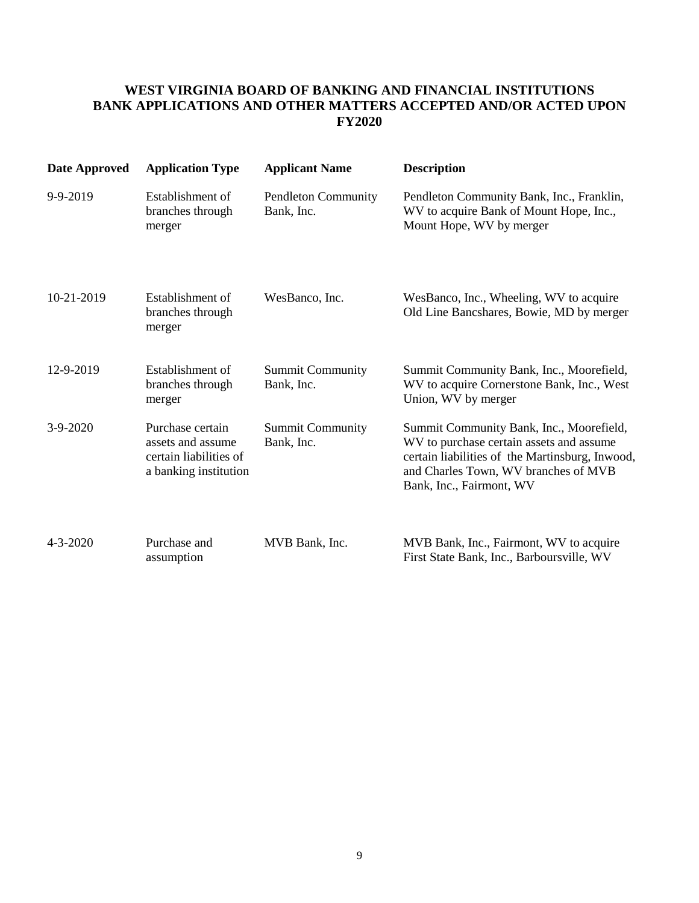# WEST VIRGINIA BOARD OF BANKING AND FINANCIAL INSTITUTIONS
## BANK APPLICATIONS AND OTHER MATTERS ACCEPTED AND/OR ACTED UPON
## FY2020

| Date Approved | Application Type | Applicant Name | Description |
|---|---|---|---|
| 9-9-2019 | Establishment of branches through merger | Pendleton Community Bank, Inc. | Pendleton Community Bank, Inc., Franklin, WV to acquire Bank of Mount Hope, Inc., Mount Hope, WV by merger |
| 10-21-2019 | Establishment of branches through merger | WesBanco, Inc. | WesBanco, Inc., Wheeling, WV to acquire Old Line Bancshares, Bowie, MD by merger |
| 12-9-2019 | Establishment of branches through merger | Summit Community Bank, Inc. | Summit Community Bank, Inc., Moorefield, WV to acquire Cornerstone Bank, Inc., West Union, WV by merger |
| 3-9-2020 | Purchase certain assets and assume certain liabilities of a banking institution | Summit Community Bank, Inc. | Summit Community Bank, Inc., Moorefield, WV to purchase certain assets and assume certain liabilities of the Martinsburg, Inwood, and Charles Town, WV branches of MVB Bank, Inc., Fairmont, WV |
| 4-3-2020 | Purchase and assumption | MVB Bank, Inc. | MVB Bank, Inc., Fairmont, WV to acquire First State Bank, Inc., Barboursville, WV |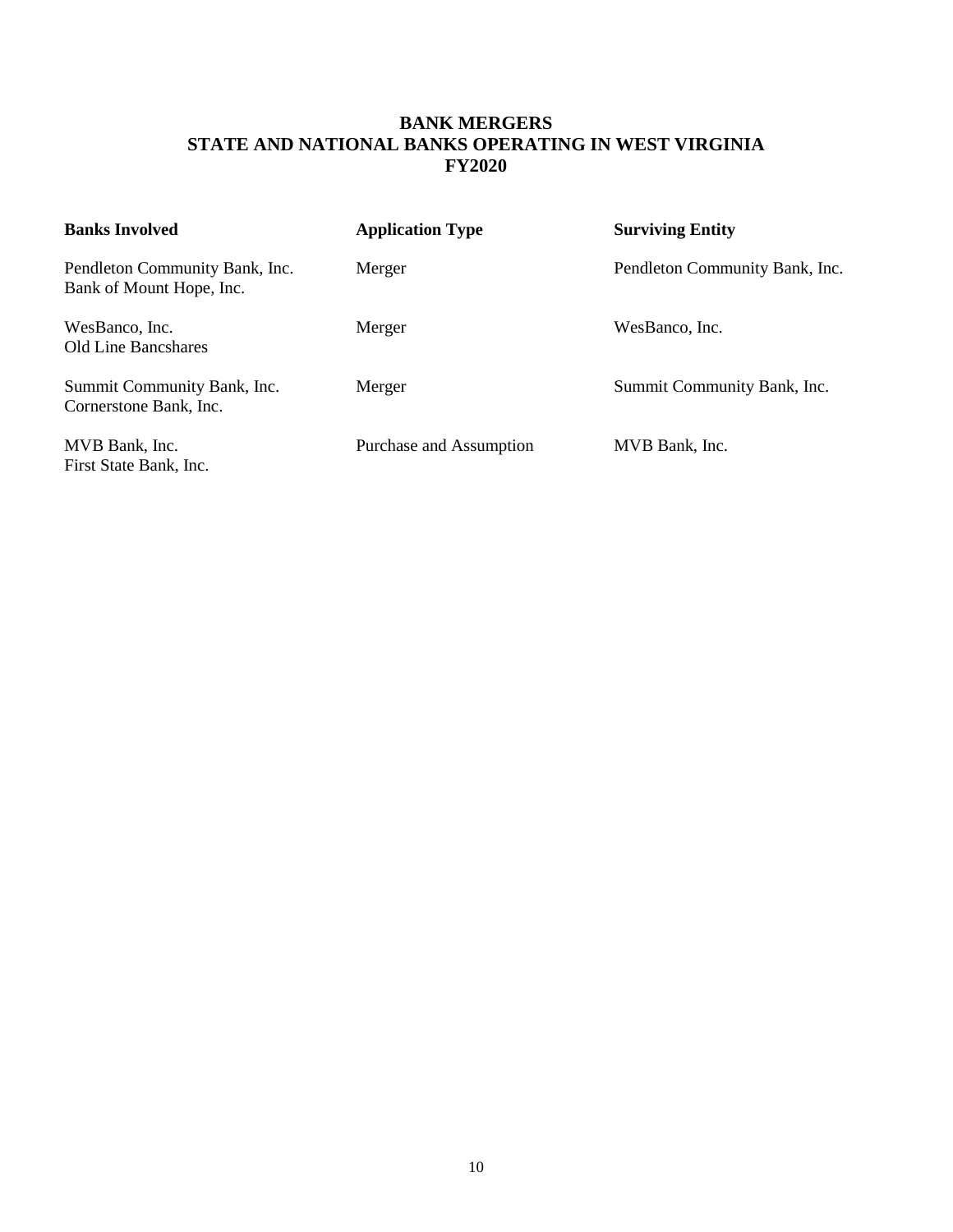# BANK MERGERS
## STATE AND NATIONAL BANKS OPERATING IN WEST VIRGINIA
## FY2020

| Banks Involved | Application Type | Surviving Entity |
| --- | --- | --- |
| Pendleton Community Bank, Inc.<br>Bank of Mount Hope, Inc. | Merger | Pendleton Community Bank, Inc. |
| WesBanco, Inc.<br>Old Line Bancshares | Merger | WesBanco, Inc. |
| Summit Community Bank, Inc.<br>Cornerstone Bank, Inc. | Merger | Summit Community Bank, Inc. |
| MVB Bank, Inc.<br>First State Bank, Inc. | Purchase and Assumption | MVB Bank, Inc. |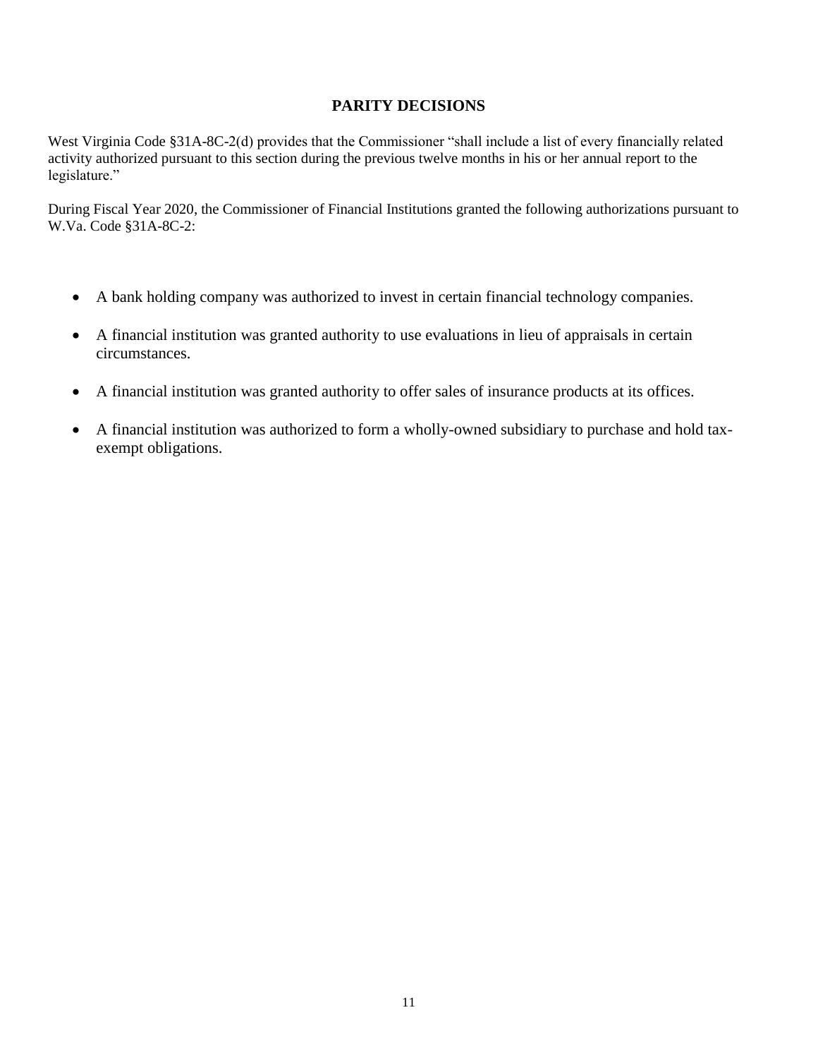# PARITY DECISIONS

West Virginia Code §31A-8C-2(d) provides that the Commissioner "shall include a list of every financially related activity authorized pursuant to this section during the previous twelve months in his or her annual report to the legislature."

During Fiscal Year 2020, the Commissioner of Financial Institutions granted the following authorizations pursuant to W.Va. Code §31A-8C-2:

- A bank holding company was authorized to invest in certain financial technology companies.
- A financial institution was granted authority to use evaluations in lieu of appraisals in certain circumstances.
- A financial institution was granted authority to offer sales of insurance products at its offices.
- A financial institution was authorized to form a wholly-owned subsidiary to purchase and hold tax-exempt obligations.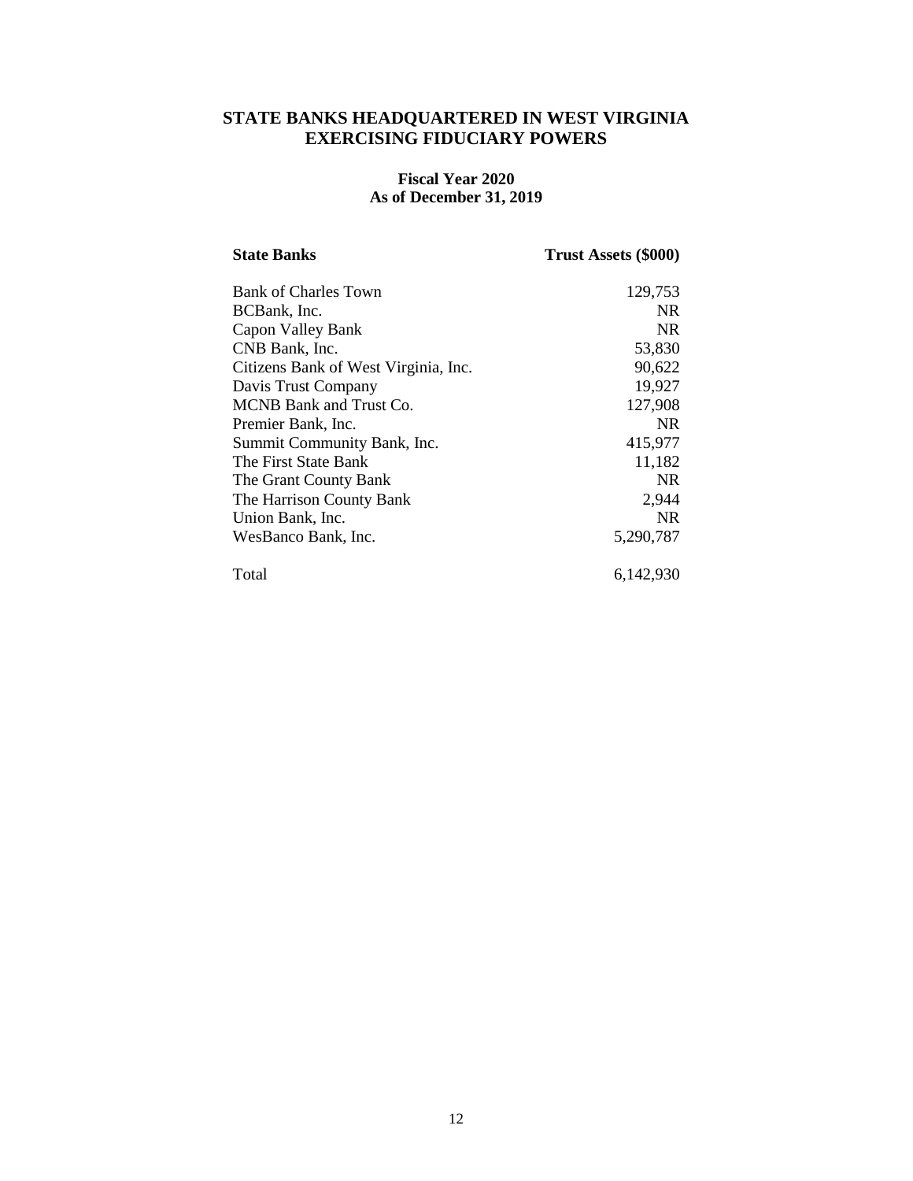## STATE BANKS HEADQUARTERED IN WEST VIRGINIA EXERCISING FIDUCIARY POWERS

### Fiscal Year 2020
### As of December 31, 2019

| State Banks | Trust Assets ($000) |
|---|---|
| Bank of Charles Town | 129,753 |
| BCBank, Inc. | NR |
| Capon Valley Bank | NR |
| CNB Bank, Inc. | 53,830 |
| Citizens Bank of West Virginia, Inc. | 90,622 |
| Davis Trust Company | 19,927 |
| MCNB Bank and Trust Co. | 127,908 |
| Premier Bank, Inc. | NR |
| Summit Community Bank, Inc. | 415,977 |
| The First State Bank | 11,182 |
| The Grant County Bank | NR |
| The Harrison County Bank | 2,944 |
| Union Bank, Inc. | NR |
| WesBanco Bank, Inc. | 5,290,787 |
| Total | 6,142,930 |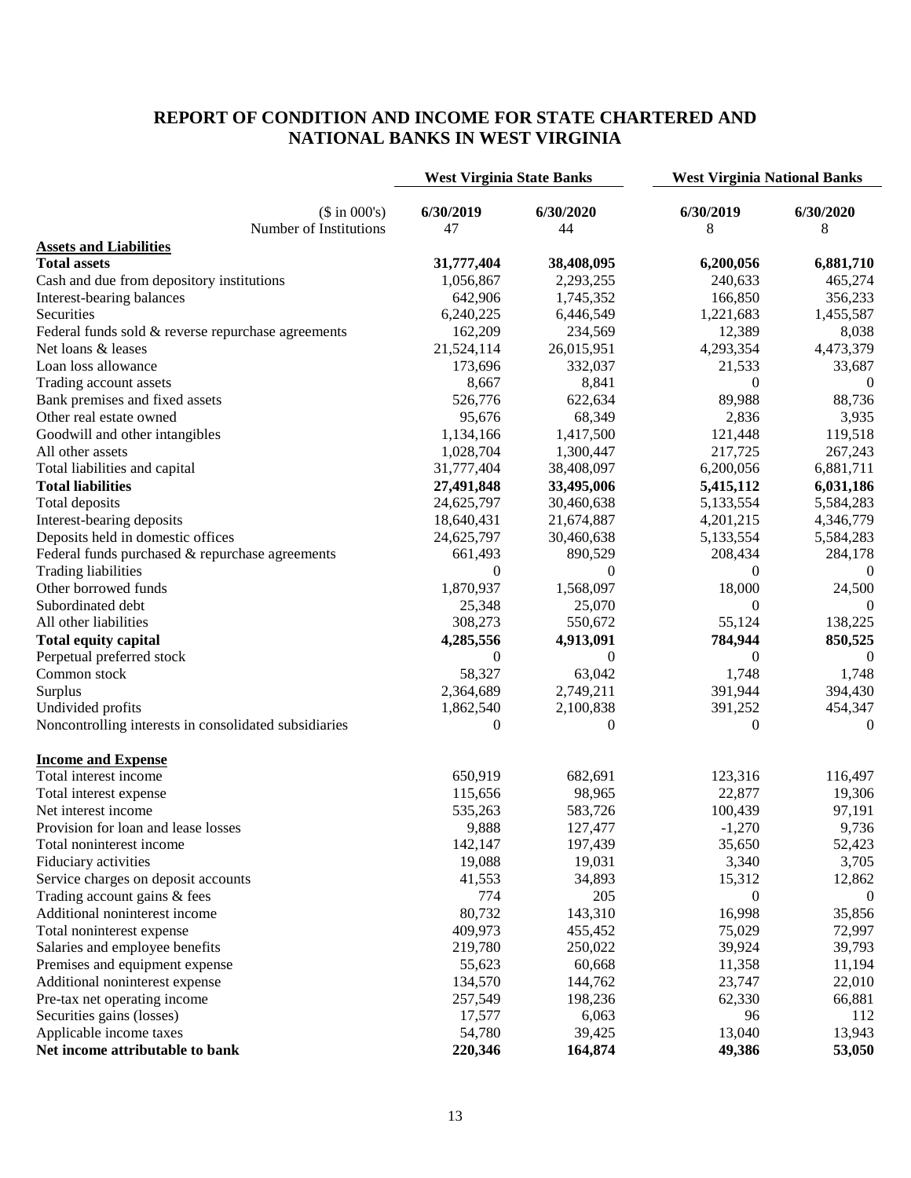# REPORT OF CONDITION AND INCOME FOR STATE CHARTERED AND NATIONAL BANKS IN WEST VIRGINIA

| | West Virginia State Banks | | West Virginia National Banks | |
|---|---|---|---|---|
| ($ in 000's) | 6/30/2019 | 6/30/2020 | 6/30/2019 | 6/30/2020 |
| Number of Institutions | 47 | 44 | 8 | 8 |
| **Assets and Liabilities** | | | | |
| **Total assets** | **31,777,404** | **38,408,095** | **6,200,056** | **6,881,710** |
| Cash and due from depository institutions | 1,056,867 | 2,293,255 | 240,633 | 465,274 |
| Interest-bearing balances | 642,906 | 1,745,352 | 166,850 | 356,233 |
| Securities | 6,240,225 | 6,446,549 | 1,221,683 | 1,455,587 |
| Federal funds sold & reverse repurchase agreements | 162,209 | 234,569 | 12,389 | 8,038 |
| Net loans & leases | 21,524,114 | 26,015,951 | 4,293,354 | 4,473,379 |
| Loan loss allowance | 173,696 | 332,037 | 21,533 | 33,687 |
| Trading account assets | 8,667 | 8,841 | 0 | 0 |
| Bank premises and fixed assets | 526,776 | 622,634 | 89,988 | 88,736 |
| Other real estate owned | 95,676 | 68,349 | 2,836 | 3,935 |
| Goodwill and other intangibles | 1,134,166 | 1,417,500 | 121,448 | 119,518 |
| All other assets | 1,028,704 | 1,300,447 | 217,725 | 267,243 |
| Total liabilities and capital | 31,777,404 | 38,408,097 | 6,200,056 | 6,881,711 |
| **Total liabilities** | **27,491,848** | **33,495,006** | **5,415,112** | **6,031,186** |
| Total deposits | 24,625,797 | 30,460,638 | 5,133,554 | 5,584,283 |
| Interest-bearing deposits | 18,640,431 | 21,674,887 | 4,201,215 | 4,346,779 |
| Deposits held in domestic offices | 24,625,797 | 30,460,638 | 5,133,554 | 5,584,283 |
| Federal funds purchased & repurchase agreements | 661,493 | 890,529 | 208,434 | 284,178 |
| Trading liabilities | 0 | 0 | 0 | 0 |
| Other borrowed funds | 1,870,937 | 1,568,097 | 18,000 | 24,500 |
| Subordinated debt | 25,348 | 25,070 | 0 | 0 |
| All other liabilities | 308,273 | 550,672 | 55,124 | 138,225 |
| **Total equity capital** | **4,285,556** | **4,913,091** | **784,944** | **850,525** |
| Perpetual preferred stock | 0 | 0 | 0 | 0 |
| Common stock | 58,327 | 63,042 | 1,748 | 1,748 |
| Surplus | 2,364,689 | 2,749,211 | 391,944 | 394,430 |
| Undivided profits | 1,862,540 | 2,100,838 | 391,252 | 454,347 |
| Noncontrolling interests in consolidated subsidiaries | 0 | 0 | 0 | 0 |
| **Income and Expense** | | | | |
| Total interest income | 650,919 | 682,691 | 123,316 | 116,497 |
| Total interest expense | 115,656 | 98,965 | 22,877 | 19,306 |
| Net interest income | 535,263 | 583,726 | 100,439 | 97,191 |
| Provision for loan and lease losses | 9,888 | 127,477 | -1,270 | 9,736 |
| Total noninterest income | 142,147 | 197,439 | 35,650 | 52,423 |
| Fiduciary activities | 19,088 | 19,031 | 3,340 | 3,705 |
| Service charges on deposit accounts | 41,553 | 34,893 | 15,312 | 12,862 |
| Trading account gains & fees | 774 | 205 | 0 | 0 |
| Additional noninterest income | 80,732 | 143,310 | 16,998 | 35,856 |
| Total noninterest expense | 409,973 | 455,452 | 75,029 | 72,997 |
| Salaries and employee benefits | 219,780 | 250,022 | 39,924 | 39,793 |
| Premises and equipment expense | 55,623 | 60,668 | 11,358 | 11,194 |
| Additional noninterest expense | 134,570 | 144,762 | 23,747 | 22,010 |
| Pre-tax net operating income | 257,549 | 198,236 | 62,330 | 66,881 |
| Securities gains (losses) | 17,577 | 6,063 | 96 | 112 |
| Applicable income taxes | 54,780 | 39,425 | 13,040 | 13,943 |
| **Net income attributable to bank** | **220,346** | **164,874** | **49,386** | **53,050** |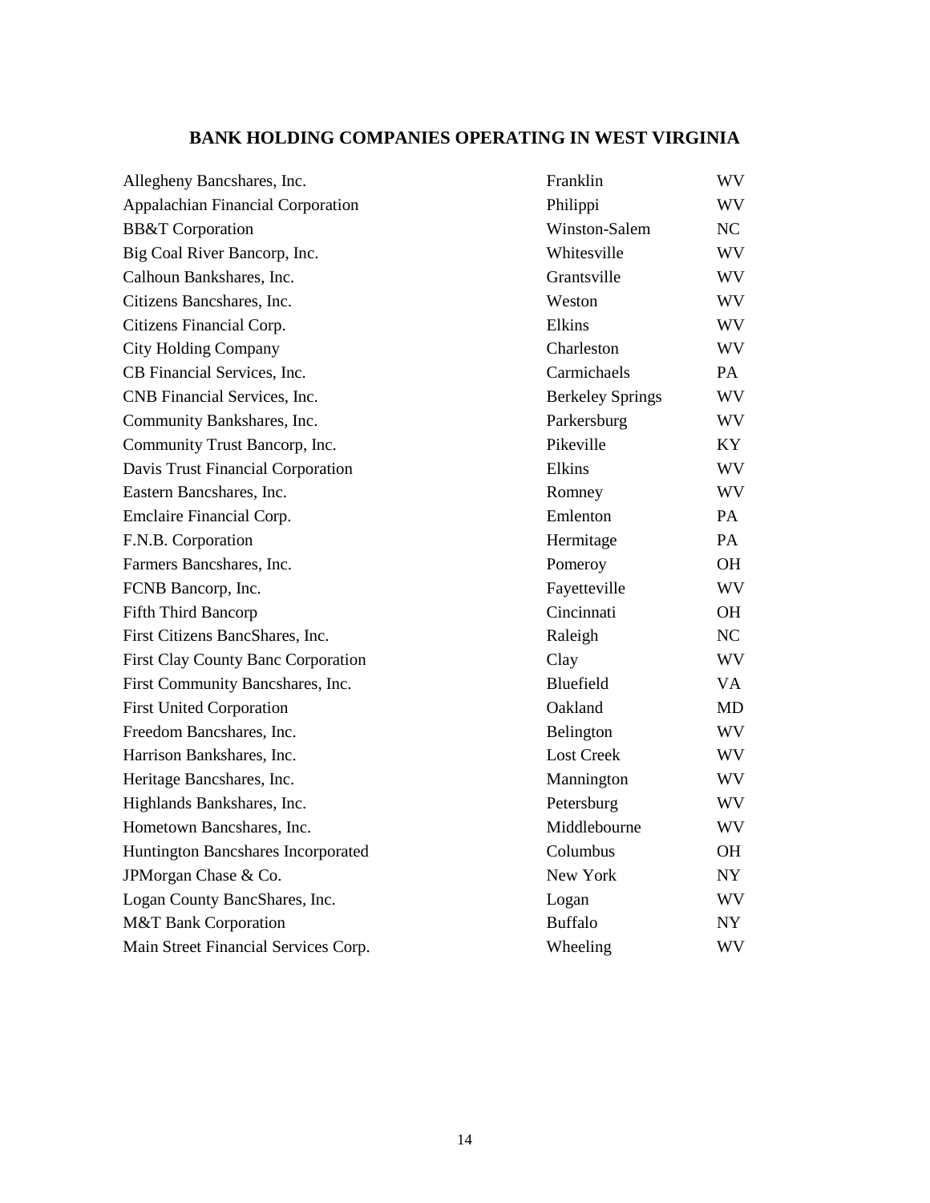## BANK HOLDING COMPANIES OPERATING IN WEST VIRGINIA

| Company | City | State |
|---|---|---|
| Allegheny Bancshares, Inc. | Franklin | WV |
| Appalachian Financial Corporation | Philippi | WV |
| BB&T Corporation | Winston-Salem | NC |
| Big Coal River Bancorp, Inc. | Whitesville | WV |
| Calhoun Bankshares, Inc. | Grantsville | WV |
| Citizens Bancshares, Inc. | Weston | WV |
| Citizens Financial Corp. | Elkins | WV |
| City Holding Company | Charleston | WV |
| CB Financial Services, Inc. | Carmichaels | PA |
| CNB Financial Services, Inc. | Berkeley Springs | WV |
| Community Bankshares, Inc. | Parkersburg | WV |
| Community Trust Bancorp, Inc. | Pikeville | KY |
| Davis Trust Financial Corporation | Elkins | WV |
| Eastern Bancshares, Inc. | Romney | WV |
| Emclaire Financial Corp. | Emlenton | PA |
| F.N.B. Corporation | Hermitage | PA |
| Farmers Bancshares, Inc. | Pomeroy | OH |
| FCNB Bancorp, Inc. | Fayetteville | WV |
| Fifth Third Bancorp | Cincinnati | OH |
| First Citizens BancShares, Inc. | Raleigh | NC |
| First Clay County Banc Corporation | Clay | WV |
| First Community Bancshares, Inc. | Bluefield | VA |
| First United Corporation | Oakland | MD |
| Freedom Bancshares, Inc. | Belington | WV |
| Harrison Bankshares, Inc. | Lost Creek | WV |
| Heritage Bancshares, Inc. | Mannington | WV |
| Highlands Bankshares, Inc. | Petersburg | WV |
| Hometown Bancshares, Inc. | Middlebourne | WV |
| Huntington Bancshares Incorporated | Columbus | OH |
| JPMorgan Chase & Co. | New York | NY |
| Logan County BancShares, Inc. | Logan | WV |
| M&T Bank Corporation | Buffalo | NY |
| Main Street Financial Services Corp. | Wheeling | WV |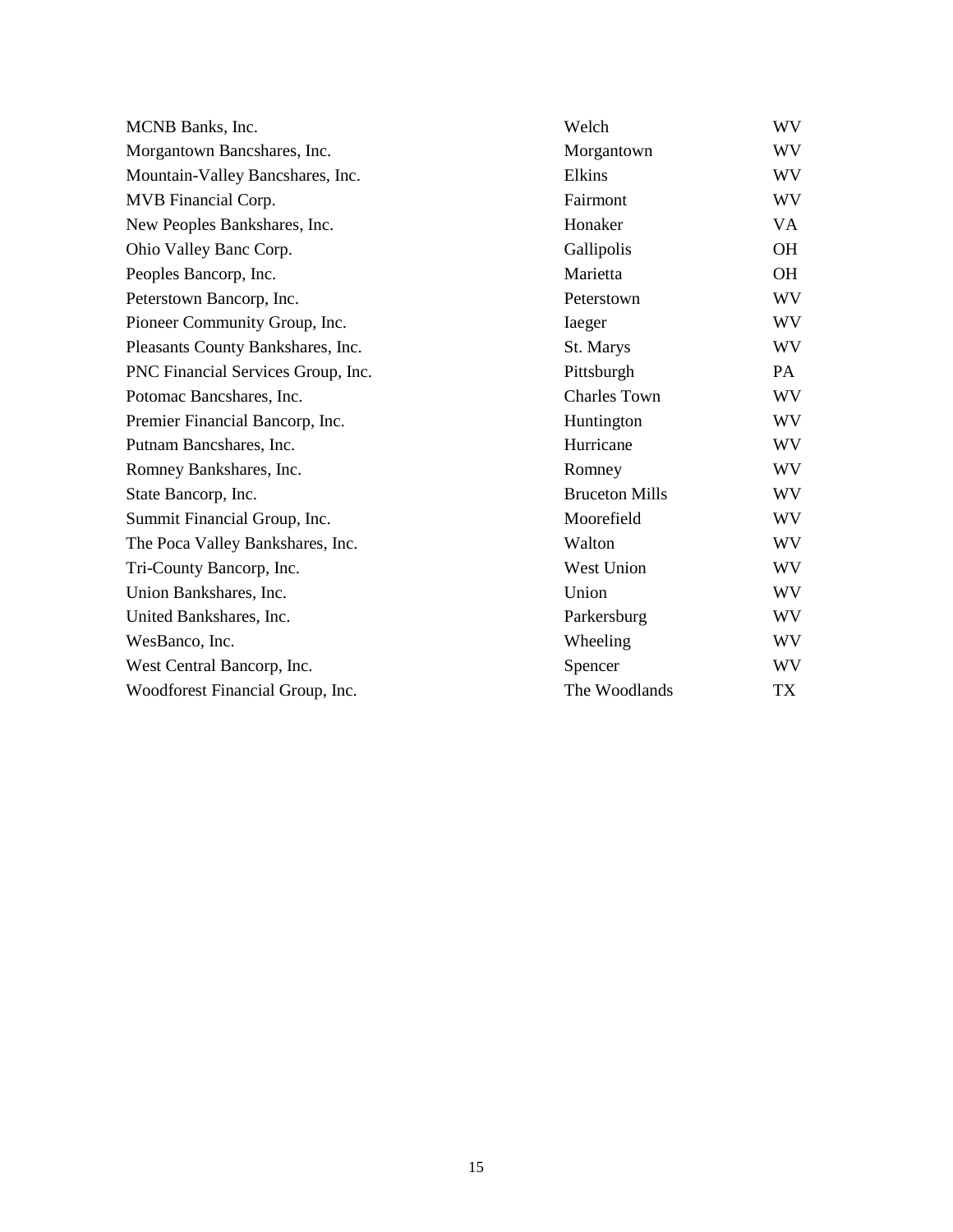| | | |
|---|---|---|
| MCNB Banks, Inc. | Welch | WV |
| Morgantown Bancshares, Inc. | Morgantown | WV |
| Mountain-Valley Bancshares, Inc. | Elkins | WV |
| MVB Financial Corp. | Fairmont | WV |
| New Peoples Bankshares, Inc. | Honaker | VA |
| Ohio Valley Banc Corp. | Gallipolis | OH |
| Peoples Bancorp, Inc. | Marietta | OH |
| Peterstown Bancorp, Inc. | Peterstown | WV |
| Pioneer Community Group, Inc. | Iaeger | WV |
| Pleasants County Bankshares, Inc. | St. Marys | WV |
| PNC Financial Services Group, Inc. | Pittsburgh | PA |
| Potomac Bancshares, Inc. | Charles Town | WV |
| Premier Financial Bancorp, Inc. | Huntington | WV |
| Putnam Bancshares, Inc. | Hurricane | WV |
| Romney Bankshares, Inc. | Romney | WV |
| State Bancorp, Inc. | Bruceton Mills | WV |
| Summit Financial Group, Inc. | Moorefield | WV |
| The Poca Valley Bankshares, Inc. | Walton | WV |
| Tri-County Bancorp, Inc. | West Union | WV |
| Union Bankshares, Inc. | Union | WV |
| United Bankshares, Inc. | Parkersburg | WV |
| WesBanco, Inc. | Wheeling | WV |
| West Central Bancorp, Inc. | Spencer | WV |
| Woodforest Financial Group, Inc. | The Woodlands | TX |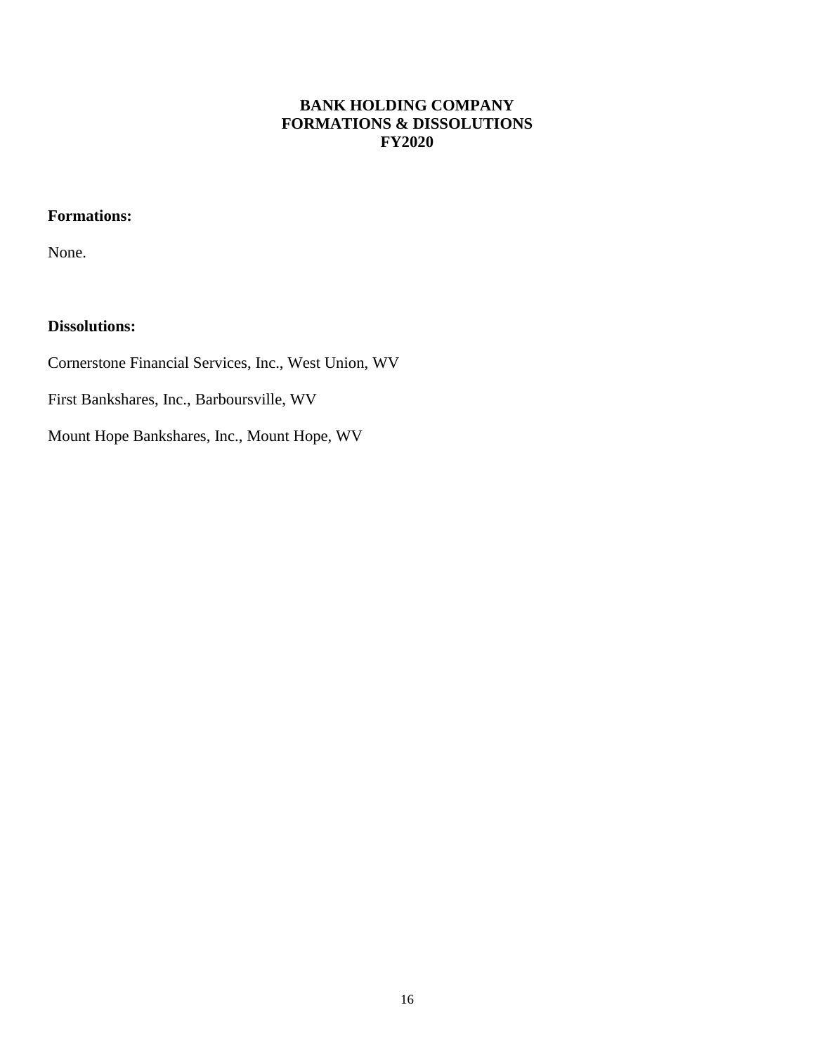# BANK HOLDING COMPANY
# FORMATIONS & DISSOLUTIONS
# FY2020

**Formations:**

None.

**Dissolutions:**

Cornerstone Financial Services, Inc., West Union, WV

First Bankshares, Inc., Barboursville, WV

Mount Hope Bankshares, Inc., Mount Hope, WV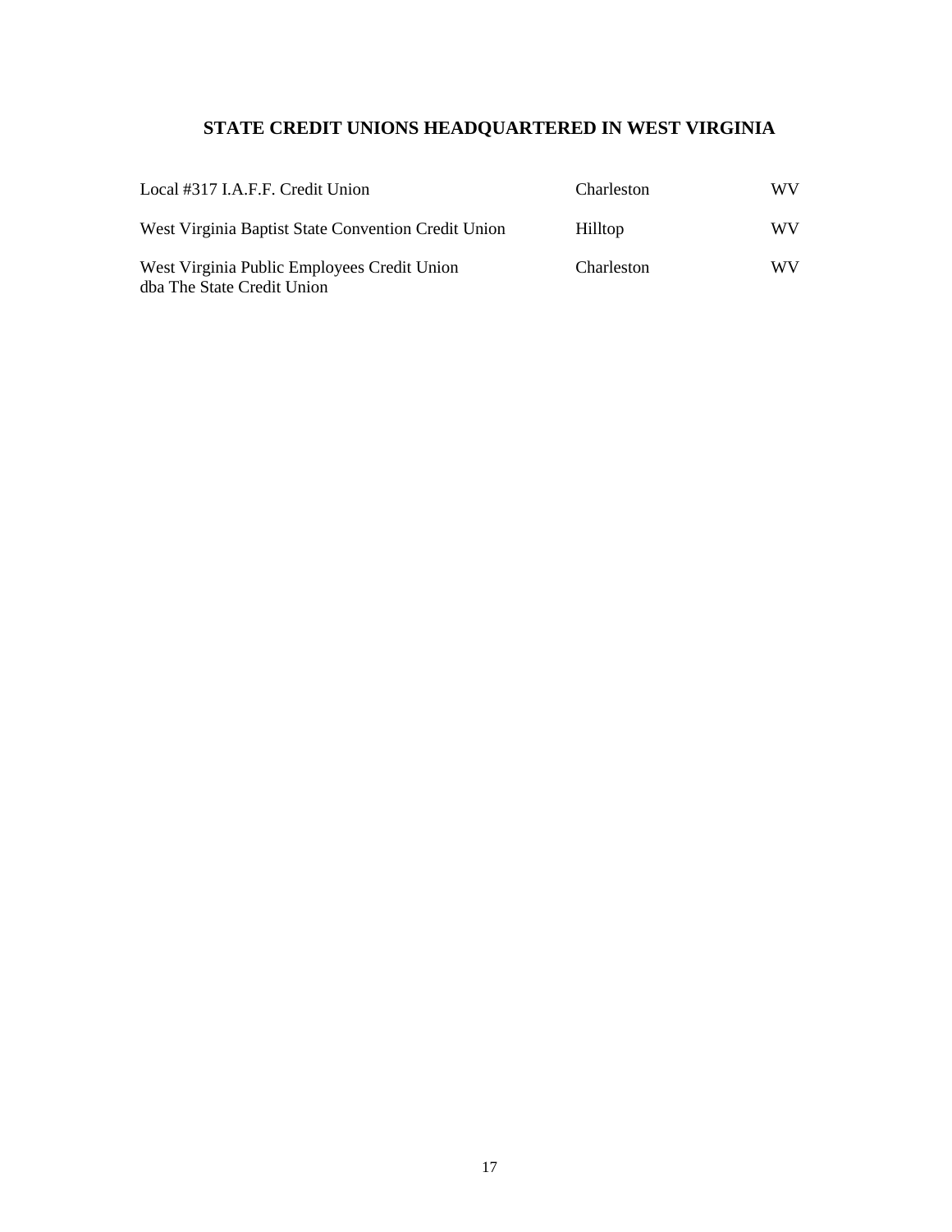# STATE CREDIT UNIONS HEADQUARTERED IN WEST VIRGINIA

| | | |
|---|---|---|
| Local #317 I.A.F.F. Credit Union | Charleston | WV |
| West Virginia Baptist State Convention Credit Union | Hilltop | WV |
| West Virginia Public Employees Credit Union dba The State Credit Union | Charleston | WV |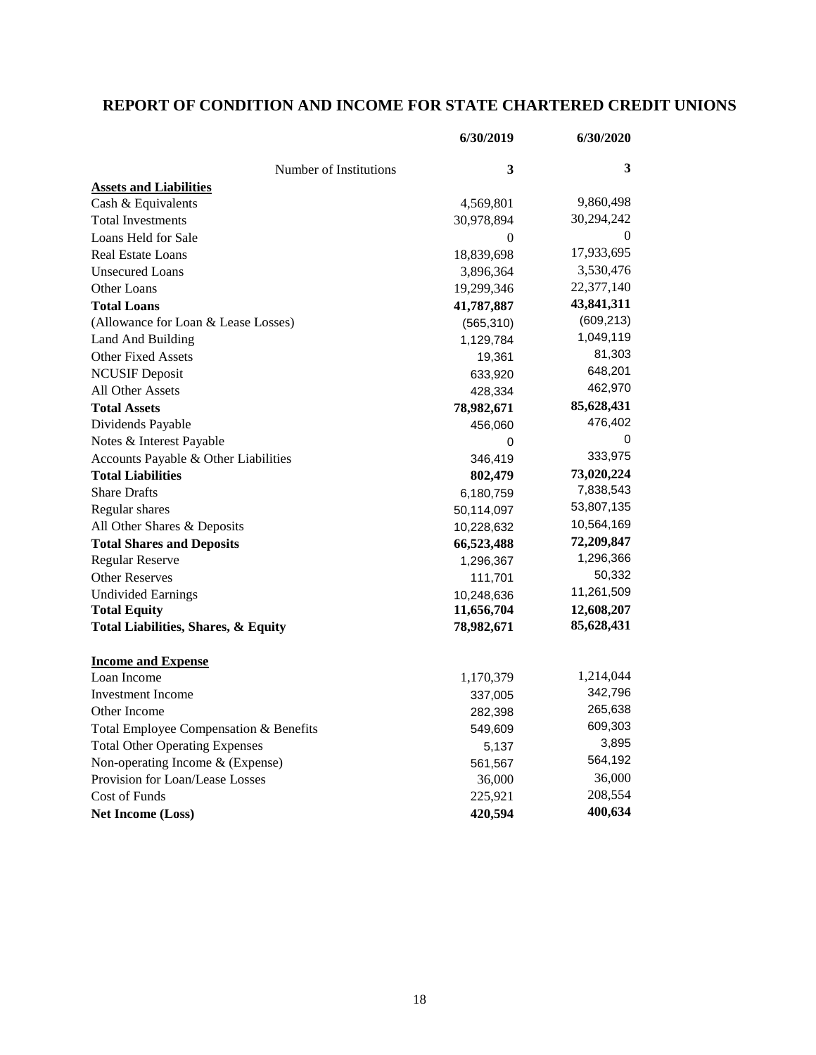# REPORT OF CONDITION AND INCOME FOR STATE CHARTERED CREDIT UNIONS

| | 6/30/2019 | 6/30/2020 |
|---|---|---|
| Number of Institutions | **3** | **3** |
| **Assets and Liabilities** | | |
| Cash & Equivalents | 4,569,801 | 9,860,498 |
| Total Investments | 30,978,894 | 30,294,242 |
| Loans Held for Sale | 0 | 0 |
| Real Estate Loans | 18,839,698 | 17,933,695 |
| Unsecured Loans | 3,896,364 | 3,530,476 |
| Other Loans | 19,299,346 | 22,377,140 |
| **Total Loans** | **41,787,887** | **43,841,311** |
| (Allowance for Loan & Lease Losses) | (565,310) | (609,213) |
| Land And Building | 1,129,784 | 1,049,119 |
| Other Fixed Assets | 19,361 | 81,303 |
| NCUSIF Deposit | 633,920 | 648,201 |
| All Other Assets | 428,334 | 462,970 |
| **Total Assets** | **78,982,671** | **85,628,431** |
| Dividends Payable | 456,060 | 476,402 |
| Notes & Interest Payable | 0 | 0 |
| Accounts Payable & Other Liabilities | 346,419 | 333,975 |
| **Total Liabilities** | **802,479** | **73,020,224** |
| Share Drafts | 6,180,759 | 7,838,543 |
| Regular shares | 50,114,097 | 53,807,135 |
| All Other Shares & Deposits | 10,228,632 | 10,564,169 |
| **Total Shares and Deposits** | **66,523,488** | **72,209,847** |
| Regular Reserve | 1,296,367 | 1,296,366 |
| Other Reserves | 111,701 | 50,332 |
| Undivided Earnings | 10,248,636 | 11,261,509 |
| **Total Equity** | **11,656,704** | **12,608,207** |
| **Total Liabilities, Shares, & Equity** | **78,982,671** | **85,628,431** |
| | | |
| **Income and Expense** | | |
| Loan Income | 1,170,379 | 1,214,044 |
| Investment Income | 337,005 | 342,796 |
| Other Income | 282,398 | 265,638 |
| Total Employee Compensation & Benefits | 549,609 | 609,303 |
| Total Other Operating Expenses | 5,137 | 3,895 |
| Non-operating Income & (Expense) | 561,567 | 564,192 |
| Provision for Loan/Lease Losses | 36,000 | 36,000 |
| Cost of Funds | 225,921 | 208,554 |
| **Net Income (Loss)** | **420,594** | **400,634** |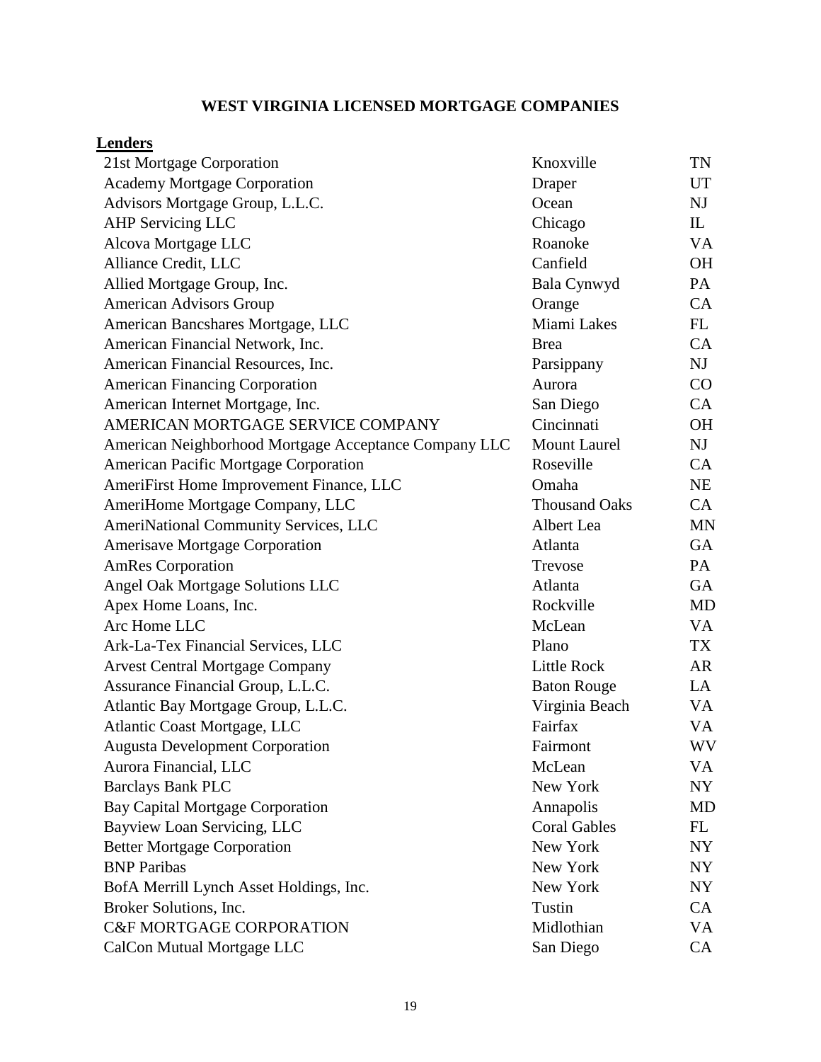# WEST VIRGINIA LICENSED MORTGAGE COMPANIES

**Lenders**

| | | |
|---|---|---|
| 21st Mortgage Corporation | Knoxville | TN |
| Academy Mortgage Corporation | Draper | UT |
| Advisors Mortgage Group, L.L.C. | Ocean | NJ |
| AHP Servicing LLC | Chicago | IL |
| Alcova Mortgage LLC | Roanoke | VA |
| Alliance Credit, LLC | Canfield | OH |
| Allied Mortgage Group, Inc. | Bala Cynwyd | PA |
| American Advisors Group | Orange | CA |
| American Bancshares Mortgage, LLC | Miami Lakes | FL |
| American Financial Network, Inc. | Brea | CA |
| American Financial Resources, Inc. | Parsippany | NJ |
| American Financing Corporation | Aurora | CO |
| American Internet Mortgage, Inc. | San Diego | CA |
| AMERICAN MORTGAGE SERVICE COMPANY | Cincinnati | OH |
| American Neighborhood Mortgage Acceptance Company LLC | Mount Laurel | NJ |
| American Pacific Mortgage Corporation | Roseville | CA |
| AmeriFirst Home Improvement Finance, LLC | Omaha | NE |
| AmeriHome Mortgage Company, LLC | Thousand Oaks | CA |
| AmeriNational Community Services, LLC | Albert Lea | MN |
| Amerisave Mortgage Corporation | Atlanta | GA |
| AmRes Corporation | Trevose | PA |
| Angel Oak Mortgage Solutions LLC | Atlanta | GA |
| Apex Home Loans, Inc. | Rockville | MD |
| Arc Home LLC | McLean | VA |
| Ark-La-Tex Financial Services, LLC | Plano | TX |
| Arvest Central Mortgage Company | Little Rock | AR |
| Assurance Financial Group, L.L.C. | Baton Rouge | LA |
| Atlantic Bay Mortgage Group, L.L.C. | Virginia Beach | VA |
| Atlantic Coast Mortgage, LLC | Fairfax | VA |
| Augusta Development Corporation | Fairmont | WV |
| Aurora Financial, LLC | McLean | VA |
| Barclays Bank PLC | New York | NY |
| Bay Capital Mortgage Corporation | Annapolis | MD |
| Bayview Loan Servicing, LLC | Coral Gables | FL |
| Better Mortgage Corporation | New York | NY |
| BNP Paribas | New York | NY |
| BofA Merrill Lynch Asset Holdings, Inc. | New York | NY |
| Broker Solutions, Inc. | Tustin | CA |
| C&F MORTGAGE CORPORATION | Midlothian | VA |
| CalCon Mutual Mortgage LLC | San Diego | CA |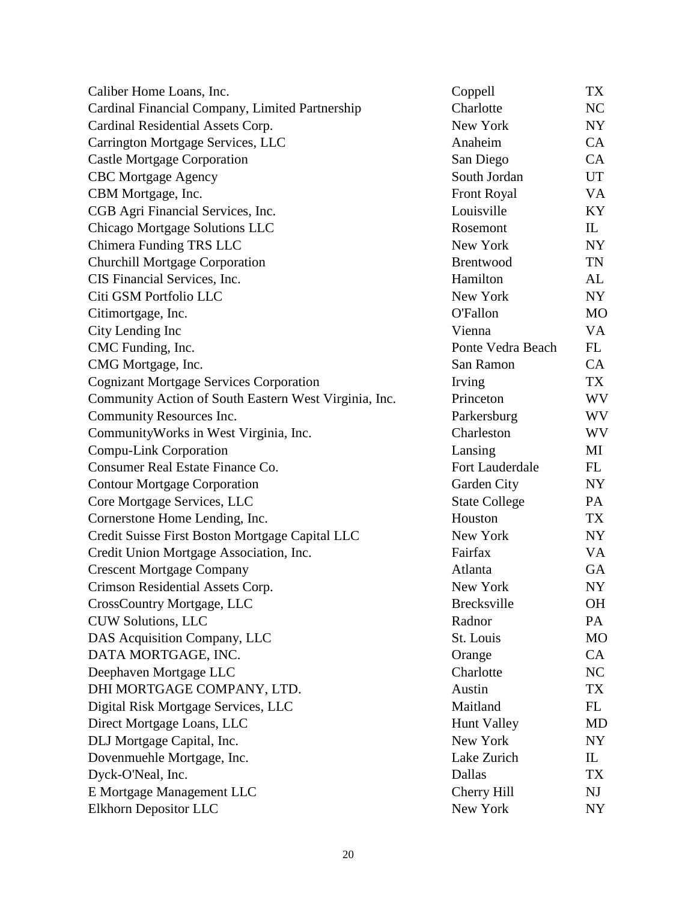| | | |
|---|---|---|
| Caliber Home Loans, Inc. | Coppell | TX |
| Cardinal Financial Company, Limited Partnership | Charlotte | NC |
| Cardinal Residential Assets Corp. | New York | NY |
| Carrington Mortgage Services, LLC | Anaheim | CA |
| Castle Mortgage Corporation | San Diego | CA |
| CBC Mortgage Agency | South Jordan | UT |
| CBM Mortgage, Inc. | Front Royal | VA |
| CGB Agri Financial Services, Inc. | Louisville | KY |
| Chicago Mortgage Solutions LLC | Rosemont | IL |
| Chimera Funding TRS LLC | New York | NY |
| Churchill Mortgage Corporation | Brentwood | TN |
| CIS Financial Services, Inc. | Hamilton | AL |
| Citi GSM Portfolio LLC | New York | NY |
| Citimortgage, Inc. | O'Fallon | MO |
| City Lending Inc | Vienna | VA |
| CMC Funding, Inc. | Ponte Vedra Beach | FL |
| CMG Mortgage, Inc. | San Ramon | CA |
| Cognizant Mortgage Services Corporation | Irving | TX |
| Community Action of South Eastern West Virginia, Inc. | Princeton | WV |
| Community Resources Inc. | Parkersburg | WV |
| CommunityWorks in West Virginia, Inc. | Charleston | WV |
| Compu-Link Corporation | Lansing | MI |
| Consumer Real Estate Finance Co. | Fort Lauderdale | FL |
| Contour Mortgage Corporation | Garden City | NY |
| Core Mortgage Services, LLC | State College | PA |
| Cornerstone Home Lending, Inc. | Houston | TX |
| Credit Suisse First Boston Mortgage Capital LLC | New York | NY |
| Credit Union Mortgage Association, Inc. | Fairfax | VA |
| Crescent Mortgage Company | Atlanta | GA |
| Crimson Residential Assets Corp. | New York | NY |
| CrossCountry Mortgage, LLC | Brecksville | OH |
| CUW Solutions, LLC | Radnor | PA |
| DAS Acquisition Company, LLC | St. Louis | MO |
| DATA MORTGAGE, INC. | Orange | CA |
| Deephaven Mortgage LLC | Charlotte | NC |
| DHI MORTGAGE COMPANY, LTD. | Austin | TX |
| Digital Risk Mortgage Services, LLC | Maitland | FL |
| Direct Mortgage Loans, LLC | Hunt Valley | MD |
| DLJ Mortgage Capital, Inc. | New York | NY |
| Dovenmuehle Mortgage, Inc. | Lake Zurich | IL |
| Dyck-O'Neal, Inc. | Dallas | TX |
| E Mortgage Management LLC | Cherry Hill | NJ |
| Elkhorn Depositor LLC | New York | NY |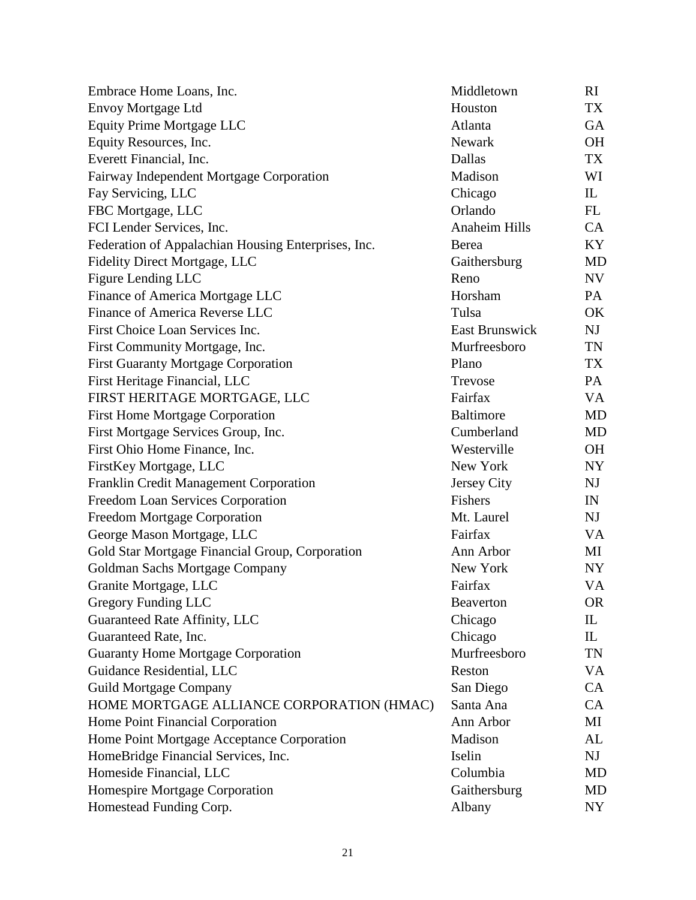| | | |
|---|---|---|
| Embrace Home Loans, Inc. | Middletown | RI |
| Envoy Mortgage Ltd | Houston | TX |
| Equity Prime Mortgage LLC | Atlanta | GA |
| Equity Resources, Inc. | Newark | OH |
| Everett Financial, Inc. | Dallas | TX |
| Fairway Independent Mortgage Corporation | Madison | WI |
| Fay Servicing, LLC | Chicago | IL |
| FBC Mortgage, LLC | Orlando | FL |
| FCI Lender Services, Inc. | Anaheim Hills | CA |
| Federation of Appalachian Housing Enterprises, Inc. | Berea | KY |
| Fidelity Direct Mortgage, LLC | Gaithersburg | MD |
| Figure Lending LLC | Reno | NV |
| Finance of America Mortgage LLC | Horsham | PA |
| Finance of America Reverse LLC | Tulsa | OK |
| First Choice Loan Services Inc. | East Brunswick | NJ |
| First Community Mortgage, Inc. | Murfreesboro | TN |
| First Guaranty Mortgage Corporation | Plano | TX |
| First Heritage Financial, LLC | Trevose | PA |
| FIRST HERITAGE MORTGAGE, LLC | Fairfax | VA |
| First Home Mortgage Corporation | Baltimore | MD |
| First Mortgage Services Group, Inc. | Cumberland | MD |
| First Ohio Home Finance, Inc. | Westerville | OH |
| FirstKey Mortgage, LLC | New York | NY |
| Franklin Credit Management Corporation | Jersey City | NJ |
| Freedom Loan Services Corporation | Fishers | IN |
| Freedom Mortgage Corporation | Mt. Laurel | NJ |
| George Mason Mortgage, LLC | Fairfax | VA |
| Gold Star Mortgage Financial Group, Corporation | Ann Arbor | MI |
| Goldman Sachs Mortgage Company | New York | NY |
| Granite Mortgage, LLC | Fairfax | VA |
| Gregory Funding LLC | Beaverton | OR |
| Guaranteed Rate Affinity, LLC | Chicago | IL |
| Guaranteed Rate, Inc. | Chicago | IL |
| Guaranty Home Mortgage Corporation | Murfreesboro | TN |
| Guidance Residential, LLC | Reston | VA |
| Guild Mortgage Company | San Diego | CA |
| HOME MORTGAGE ALLIANCE CORPORATION (HMAC) | Santa Ana | CA |
| Home Point Financial Corporation | Ann Arbor | MI |
| Home Point Mortgage Acceptance Corporation | Madison | AL |
| HomeBridge Financial Services, Inc. | Iselin | NJ |
| Homeside Financial, LLC | Columbia | MD |
| Homespire Mortgage Corporation | Gaithersburg | MD |
| Homestead Funding Corp. | Albany | NY |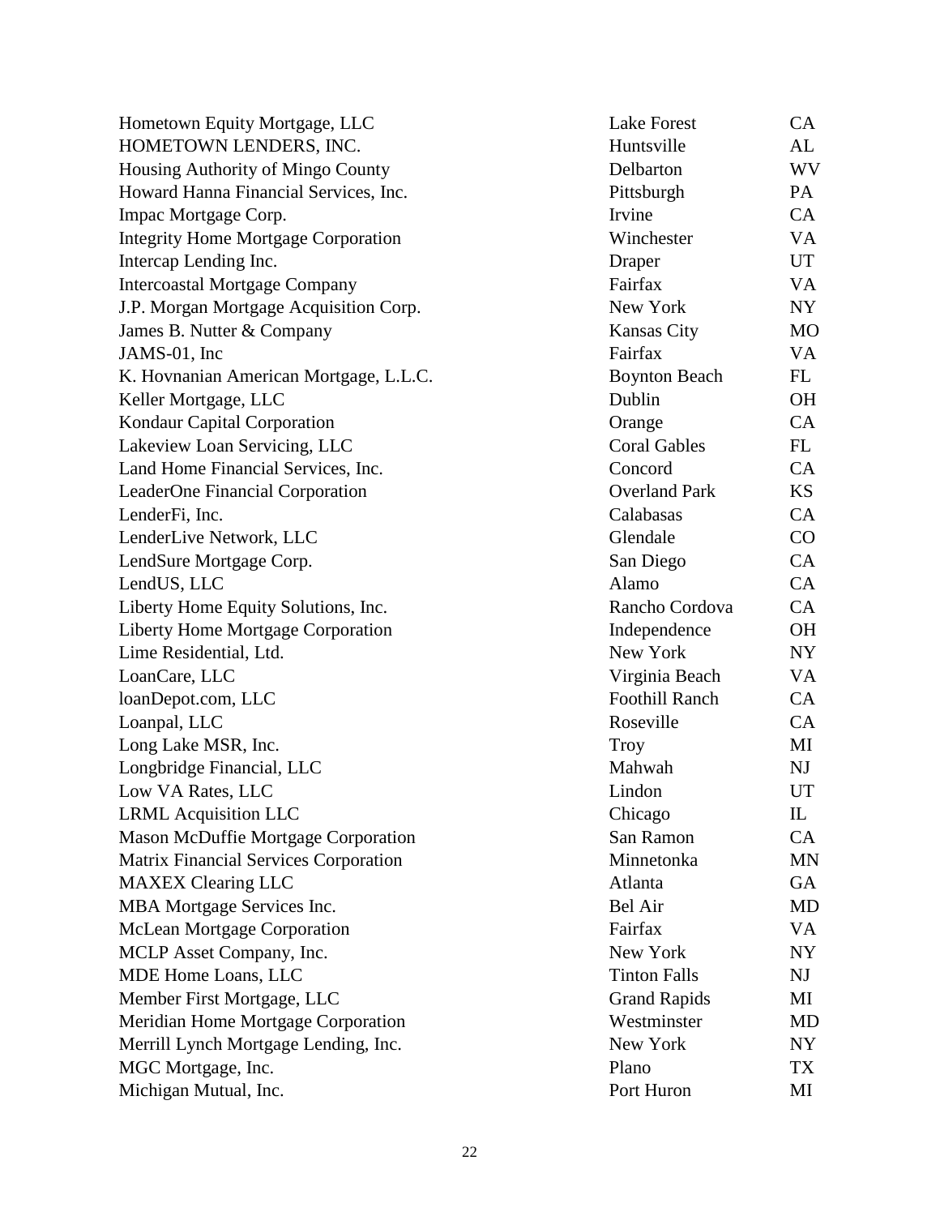| | | |
|---|---|---|
| Hometown Equity Mortgage, LLC | Lake Forest | CA |
| HOMETOWN LENDERS, INC. | Huntsville | AL |
| Housing Authority of Mingo County | Delbarton | WV |
| Howard Hanna Financial Services, Inc. | Pittsburgh | PA |
| Impac Mortgage Corp. | Irvine | CA |
| Integrity Home Mortgage Corporation | Winchester | VA |
| Intercap Lending Inc. | Draper | UT |
| Intercoastal Mortgage Company | Fairfax | VA |
| J.P. Morgan Mortgage Acquisition Corp. | New York | NY |
| James B. Nutter & Company | Kansas City | MO |
| JAMS-01, Inc | Fairfax | VA |
| K. Hovnanian American Mortgage, L.L.C. | Boynton Beach | FL |
| Keller Mortgage, LLC | Dublin | OH |
| Kondaur Capital Corporation | Orange | CA |
| Lakeview Loan Servicing, LLC | Coral Gables | FL |
| Land Home Financial Services, Inc. | Concord | CA |
| LeaderOne Financial Corporation | Overland Park | KS |
| LenderFi, Inc. | Calabasas | CA |
| LenderLive Network, LLC | Glendale | CO |
| LendSure Mortgage Corp. | San Diego | CA |
| LendUS, LLC | Alamo | CA |
| Liberty Home Equity Solutions, Inc. | Rancho Cordova | CA |
| Liberty Home Mortgage Corporation | Independence | OH |
| Lime Residential, Ltd. | New York | NY |
| LoanCare, LLC | Virginia Beach | VA |
| loanDepot.com, LLC | Foothill Ranch | CA |
| Loanpal, LLC | Roseville | CA |
| Long Lake MSR, Inc. | Troy | MI |
| Longbridge Financial, LLC | Mahwah | NJ |
| Low VA Rates, LLC | Lindon | UT |
| LRML Acquisition LLC | Chicago | IL |
| Mason McDuffie Mortgage Corporation | San Ramon | CA |
| Matrix Financial Services Corporation | Minnetonka | MN |
| MAXEX Clearing LLC | Atlanta | GA |
| MBA Mortgage Services Inc. | Bel Air | MD |
| McLean Mortgage Corporation | Fairfax | VA |
| MCLP Asset Company, Inc. | New York | NY |
| MDE Home Loans, LLC | Tinton Falls | NJ |
| Member First Mortgage, LLC | Grand Rapids | MI |
| Meridian Home Mortgage Corporation | Westminster | MD |
| Merrill Lynch Mortgage Lending, Inc. | New York | NY |
| MGC Mortgage, Inc. | Plano | TX |
| Michigan Mutual, Inc. | Port Huron | MI |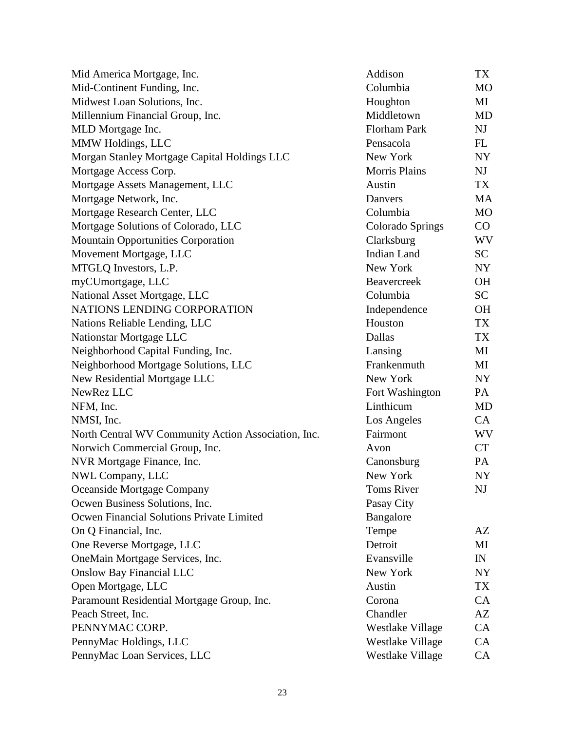| | | |
|---|---|---|
| Mid America Mortgage, Inc. | Addison | TX |
| Mid-Continent Funding, Inc. | Columbia | MO |
| Midwest Loan Solutions, Inc. | Houghton | MI |
| Millennium Financial Group, Inc. | Middletown | MD |
| MLD Mortgage Inc. | Florham Park | NJ |
| MMW Holdings, LLC | Pensacola | FL |
| Morgan Stanley Mortgage Capital Holdings LLC | New York | NY |
| Mortgage Access Corp. | Morris Plains | NJ |
| Mortgage Assets Management, LLC | Austin | TX |
| Mortgage Network, Inc. | Danvers | MA |
| Mortgage Research Center, LLC | Columbia | MO |
| Mortgage Solutions of Colorado, LLC | Colorado Springs | CO |
| Mountain Opportunities Corporation | Clarksburg | WV |
| Movement Mortgage, LLC | Indian Land | SC |
| MTGLQ Investors, L.P. | New York | NY |
| myCUmortgage, LLC | Beavercreek | OH |
| National Asset Mortgage, LLC | Columbia | SC |
| NATIONS LENDING CORPORATION | Independence | OH |
| Nations Reliable Lending, LLC | Houston | TX |
| Nationstar Mortgage LLC | Dallas | TX |
| Neighborhood Capital Funding, Inc. | Lansing | MI |
| Neighborhood Mortgage Solutions, LLC | Frankenmuth | MI |
| New Residential Mortgage LLC | New York | NY |
| NewRez LLC | Fort Washington | PA |
| NFM, Inc. | Linthicum | MD |
| NMSI, Inc. | Los Angeles | CA |
| North Central WV Community Action Association, Inc. | Fairmont | WV |
| Norwich Commercial Group, Inc. | Avon | CT |
| NVR Mortgage Finance, Inc. | Canonsburg | PA |
| NWL Company, LLC | New York | NY |
| Oceanside Mortgage Company | Toms River | NJ |
| Ocwen Business Solutions, Inc. | Pasay City | |
| Ocwen Financial Solutions Private Limited | Bangalore | |
| On Q Financial, Inc. | Tempe | AZ |
| One Reverse Mortgage, LLC | Detroit | MI |
| OneMain Mortgage Services, Inc. | Evansville | IN |
| Onslow Bay Financial LLC | New York | NY |
| Open Mortgage, LLC | Austin | TX |
| Paramount Residential Mortgage Group, Inc. | Corona | CA |
| Peach Street, Inc. | Chandler | AZ |
| PENNYMAC CORP. | Westlake Village | CA |
| PennyMac Holdings, LLC | Westlake Village | CA |
| PennyMac Loan Services, LLC | Westlake Village | CA |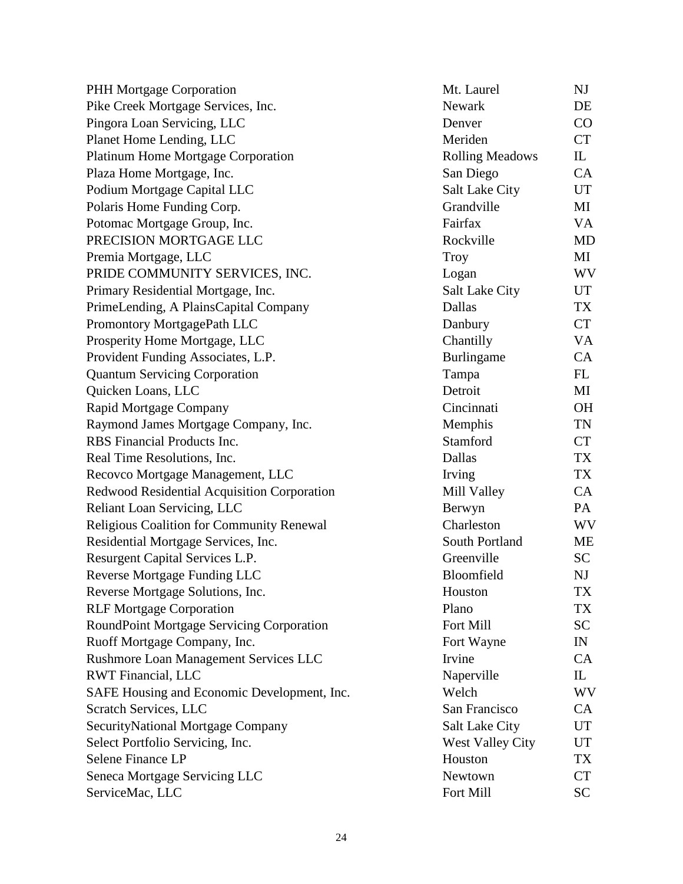| | | |
|---|---|---|
| PHH Mortgage Corporation | Mt. Laurel | NJ |
| Pike Creek Mortgage Services, Inc. | Newark | DE |
| Pingora Loan Servicing, LLC | Denver | CO |
| Planet Home Lending, LLC | Meriden | CT |
| Platinum Home Mortgage Corporation | Rolling Meadows | IL |
| Plaza Home Mortgage, Inc. | San Diego | CA |
| Podium Mortgage Capital LLC | Salt Lake City | UT |
| Polaris Home Funding Corp. | Grandville | MI |
| Potomac Mortgage Group, Inc. | Fairfax | VA |
| PRECISION MORTGAGE LLC | Rockville | MD |
| Premia Mortgage, LLC | Troy | MI |
| PRIDE COMMUNITY SERVICES, INC. | Logan | WV |
| Primary Residential Mortgage, Inc. | Salt Lake City | UT |
| PrimeLending, A PlainsCapital Company | Dallas | TX |
| Promontory MortgagePath LLC | Danbury | CT |
| Prosperity Home Mortgage, LLC | Chantilly | VA |
| Provident Funding Associates, L.P. | Burlingame | CA |
| Quantum Servicing Corporation | Tampa | FL |
| Quicken Loans, LLC | Detroit | MI |
| Rapid Mortgage Company | Cincinnati | OH |
| Raymond James Mortgage Company, Inc. | Memphis | TN |
| RBS Financial Products Inc. | Stamford | CT |
| Real Time Resolutions, Inc. | Dallas | TX |
| Recovco Mortgage Management, LLC | Irving | TX |
| Redwood Residential Acquisition Corporation | Mill Valley | CA |
| Reliant Loan Servicing, LLC | Berwyn | PA |
| Religious Coalition for Community Renewal | Charleston | WV |
| Residential Mortgage Services, Inc. | South Portland | ME |
| Resurgent Capital Services L.P. | Greenville | SC |
| Reverse Mortgage Funding LLC | Bloomfield | NJ |
| Reverse Mortgage Solutions, Inc. | Houston | TX |
| RLF Mortgage Corporation | Plano | TX |
| RoundPoint Mortgage Servicing Corporation | Fort Mill | SC |
| Ruoff Mortgage Company, Inc. | Fort Wayne | IN |
| Rushmore Loan Management Services LLC | Irvine | CA |
| RWT Financial, LLC | Naperville | IL |
| SAFE Housing and Economic Development, Inc. | Welch | WV |
| Scratch Services, LLC | San Francisco | CA |
| SecurityNational Mortgage Company | Salt Lake City | UT |
| Select Portfolio Servicing, Inc. | West Valley City | UT |
| Selene Finance LP | Houston | TX |
| Seneca Mortgage Servicing LLC | Newtown | CT |
| ServiceMac, LLC | Fort Mill | SC |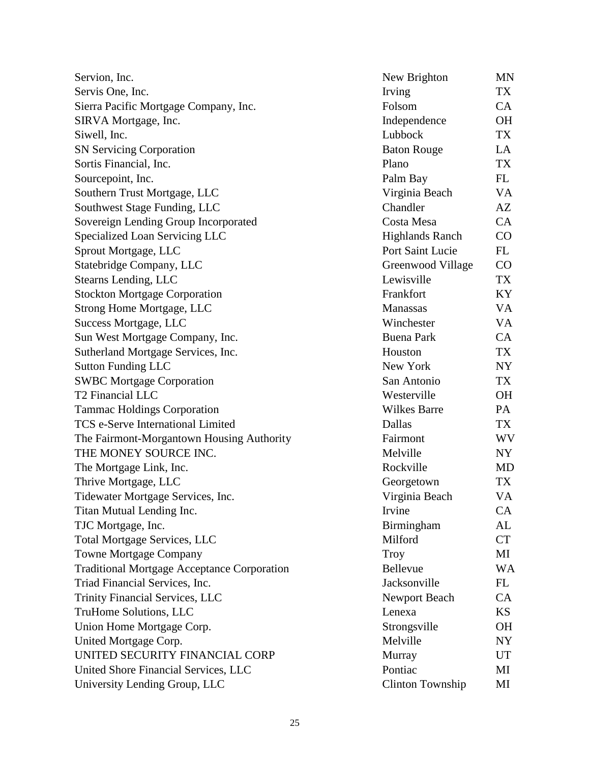| | | |
|---|---|---|
| Servion, Inc. | New Brighton | MN |
| Servis One, Inc. | Irving | TX |
| Sierra Pacific Mortgage Company, Inc. | Folsom | CA |
| SIRVA Mortgage, Inc. | Independence | OH |
| Siwell, Inc. | Lubbock | TX |
| SN Servicing Corporation | Baton Rouge | LA |
| Sortis Financial, Inc. | Plano | TX |
| Sourcepoint, Inc. | Palm Bay | FL |
| Southern Trust Mortgage, LLC | Virginia Beach | VA |
| Southwest Stage Funding, LLC | Chandler | AZ |
| Sovereign Lending Group Incorporated | Costa Mesa | CA |
| Specialized Loan Servicing LLC | Highlands Ranch | CO |
| Sprout Mortgage, LLC | Port Saint Lucie | FL |
| Statebridge Company, LLC | Greenwood Village | CO |
| Stearns Lending, LLC | Lewisville | TX |
| Stockton Mortgage Corporation | Frankfort | KY |
| Strong Home Mortgage, LLC | Manassas | VA |
| Success Mortgage, LLC | Winchester | VA |
| Sun West Mortgage Company, Inc. | Buena Park | CA |
| Sutherland Mortgage Services, Inc. | Houston | TX |
| Sutton Funding LLC | New York | NY |
| SWBC Mortgage Corporation | San Antonio | TX |
| T2 Financial LLC | Westerville | OH |
| Tammac Holdings Corporation | Wilkes Barre | PA |
| TCS e-Serve International Limited | Dallas | TX |
| The Fairmont-Morgantown Housing Authority | Fairmont | WV |
| THE MONEY SOURCE INC. | Melville | NY |
| The Mortgage Link, Inc. | Rockville | MD |
| Thrive Mortgage, LLC | Georgetown | TX |
| Tidewater Mortgage Services, Inc. | Virginia Beach | VA |
| Titan Mutual Lending Inc. | Irvine | CA |
| TJC Mortgage, Inc. | Birmingham | AL |
| Total Mortgage Services, LLC | Milford | CT |
| Towne Mortgage Company | Troy | MI |
| Traditional Mortgage Acceptance Corporation | Bellevue | WA |
| Triad Financial Services, Inc. | Jacksonville | FL |
| Trinity Financial Services, LLC | Newport Beach | CA |
| TruHome Solutions, LLC | Lenexa | KS |
| Union Home Mortgage Corp. | Strongsville | OH |
| United Mortgage Corp. | Melville | NY |
| UNITED SECURITY FINANCIAL CORP | Murray | UT |
| United Shore Financial Services, LLC | Pontiac | MI |
| University Lending Group, LLC | Clinton Township | MI |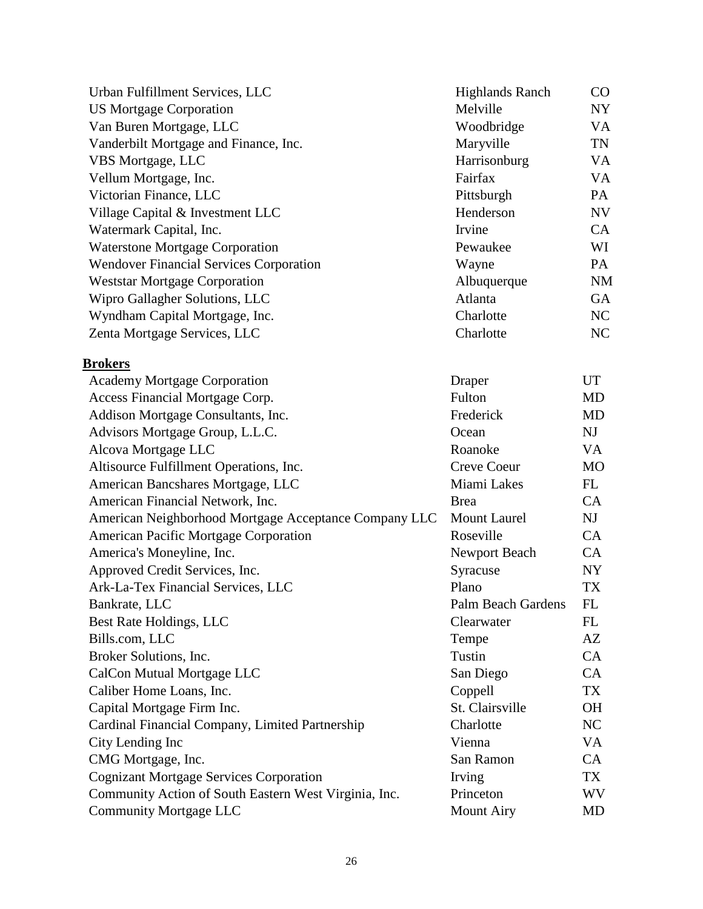| | | |
|---|---|---|
| Urban Fulfillment Services, LLC | Highlands Ranch | CO |
| US Mortgage Corporation | Melville | NY |
| Van Buren Mortgage, LLC | Woodbridge | VA |
| Vanderbilt Mortgage and Finance, Inc. | Maryville | TN |
| VBS Mortgage, LLC | Harrisonburg | VA |
| Vellum Mortgage, Inc. | Fairfax | VA |
| Victorian Finance, LLC | Pittsburgh | PA |
| Village Capital & Investment LLC | Henderson | NV |
| Watermark Capital, Inc. | Irvine | CA |
| Waterstone Mortgage Corporation | Pewaukee | WI |
| Wendover Financial Services Corporation | Wayne | PA |
| Weststar Mortgage Corporation | Albuquerque | NM |
| Wipro Gallagher Solutions, LLC | Atlanta | GA |
| Wyndham Capital Mortgage, Inc. | Charlotte | NC |
| Zenta Mortgage Services, LLC | Charlotte | NC |

**Brokers**

| | | |
|---|---|---|
| Academy Mortgage Corporation | Draper | UT |
| Access Financial Mortgage Corp. | Fulton | MD |
| Addison Mortgage Consultants, Inc. | Frederick | MD |
| Advisors Mortgage Group, L.L.C. | Ocean | NJ |
| Alcova Mortgage LLC | Roanoke | VA |
| Altisource Fulfillment Operations, Inc. | Creve Coeur | MO |
| American Bancshares Mortgage, LLC | Miami Lakes | FL |
| American Financial Network, Inc. | Brea | CA |
| American Neighborhood Mortgage Acceptance Company LLC | Mount Laurel | NJ |
| American Pacific Mortgage Corporation | Roseville | CA |
| America's Moneyline, Inc. | Newport Beach | CA |
| Approved Credit Services, Inc. | Syracuse | NY |
| Ark-La-Tex Financial Services, LLC | Plano | TX |
| Bankrate, LLC | Palm Beach Gardens | FL |
| Best Rate Holdings, LLC | Clearwater | FL |
| Bills.com, LLC | Tempe | AZ |
| Broker Solutions, Inc. | Tustin | CA |
| CalCon Mutual Mortgage LLC | San Diego | CA |
| Caliber Home Loans, Inc. | Coppell | TX |
| Capital Mortgage Firm Inc. | St. Clairsville | OH |
| Cardinal Financial Company, Limited Partnership | Charlotte | NC |
| City Lending Inc | Vienna | VA |
| CMG Mortgage, Inc. | San Ramon | CA |
| Cognizant Mortgage Services Corporation | Irving | TX |
| Community Action of South Eastern West Virginia, Inc. | Princeton | WV |
| Community Mortgage LLC | Mount Airy | MD |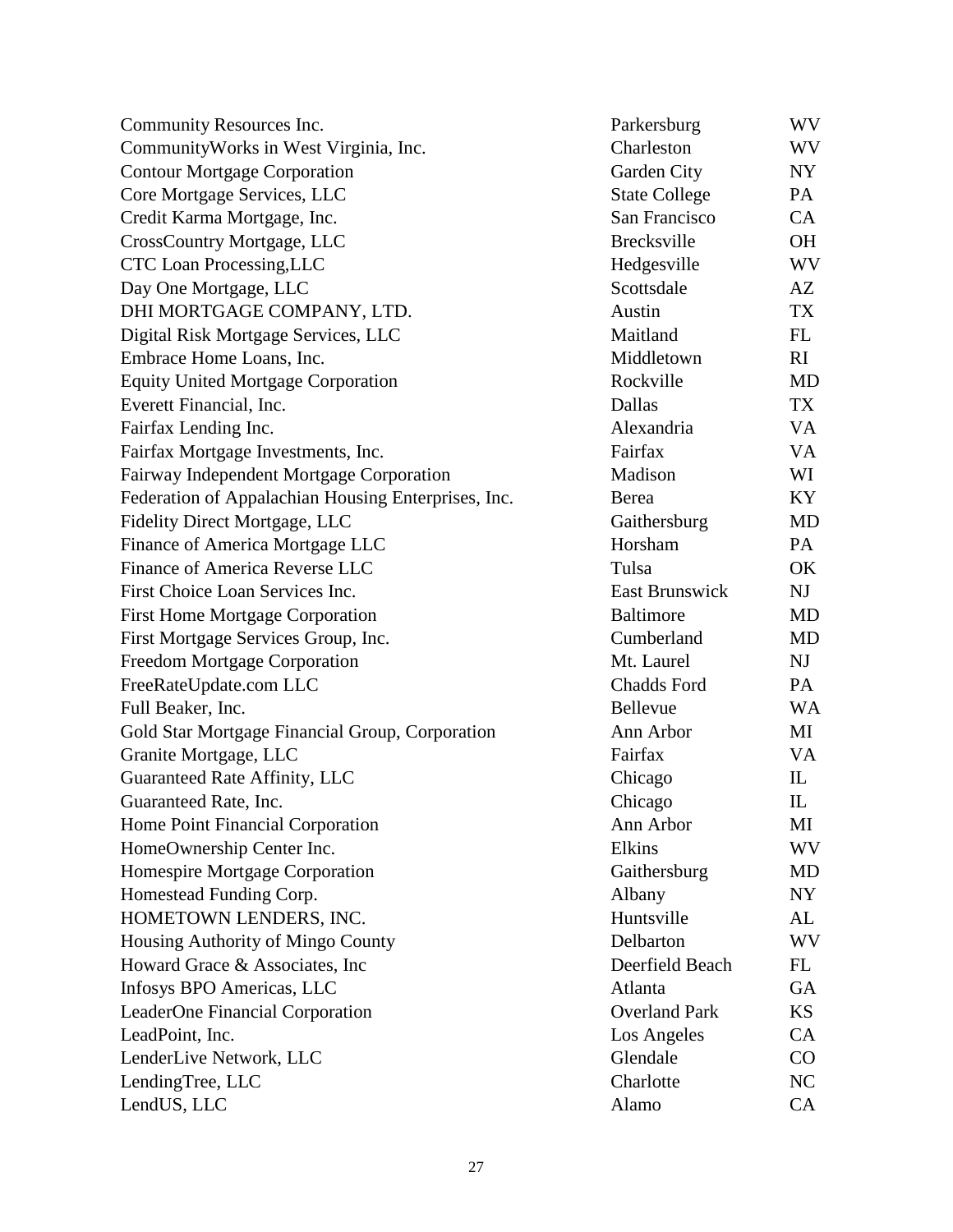| | | |
|---|---|---|
| Community Resources Inc. | Parkersburg | WV |
| CommunityWorks in West Virginia, Inc. | Charleston | WV |
| Contour Mortgage Corporation | Garden City | NY |
| Core Mortgage Services, LLC | State College | PA |
| Credit Karma Mortgage, Inc. | San Francisco | CA |
| CrossCountry Mortgage, LLC | Brecksville | OH |
| CTC Loan Processing,LLC | Hedgesville | WV |
| Day One Mortgage, LLC | Scottsdale | AZ |
| DHI MORTGAGE COMPANY, LTD. | Austin | TX |
| Digital Risk Mortgage Services, LLC | Maitland | FL |
| Embrace Home Loans, Inc. | Middletown | RI |
| Equity United Mortgage Corporation | Rockville | MD |
| Everett Financial, Inc. | Dallas | TX |
| Fairfax Lending Inc. | Alexandria | VA |
| Fairfax Mortgage Investments, Inc. | Fairfax | VA |
| Fairway Independent Mortgage Corporation | Madison | WI |
| Federation of Appalachian Housing Enterprises, Inc. | Berea | KY |
| Fidelity Direct Mortgage, LLC | Gaithersburg | MD |
| Finance of America Mortgage LLC | Horsham | PA |
| Finance of America Reverse LLC | Tulsa | OK |
| First Choice Loan Services Inc. | East Brunswick | NJ |
| First Home Mortgage Corporation | Baltimore | MD |
| First Mortgage Services Group, Inc. | Cumberland | MD |
| Freedom Mortgage Corporation | Mt. Laurel | NJ |
| FreeRateUpdate.com LLC | Chadds Ford | PA |
| Full Beaker, Inc. | Bellevue | WA |
| Gold Star Mortgage Financial Group, Corporation | Ann Arbor | MI |
| Granite Mortgage, LLC | Fairfax | VA |
| Guaranteed Rate Affinity, LLC | Chicago | IL |
| Guaranteed Rate, Inc. | Chicago | IL |
| Home Point Financial Corporation | Ann Arbor | MI |
| HomeOwnership Center Inc. | Elkins | WV |
| Homespire Mortgage Corporation | Gaithersburg | MD |
| Homestead Funding Corp. | Albany | NY |
| HOMETOWN LENDERS, INC. | Huntsville | AL |
| Housing Authority of Mingo County | Delbarton | WV |
| Howard Grace & Associates, Inc | Deerfield Beach | FL |
| Infosys BPO Americas, LLC | Atlanta | GA |
| LeaderOne Financial Corporation | Overland Park | KS |
| LeadPoint, Inc. | Los Angeles | CA |
| LenderLive Network, LLC | Glendale | CO |
| LendingTree, LLC | Charlotte | NC |
| LendUS, LLC | Alamo | CA |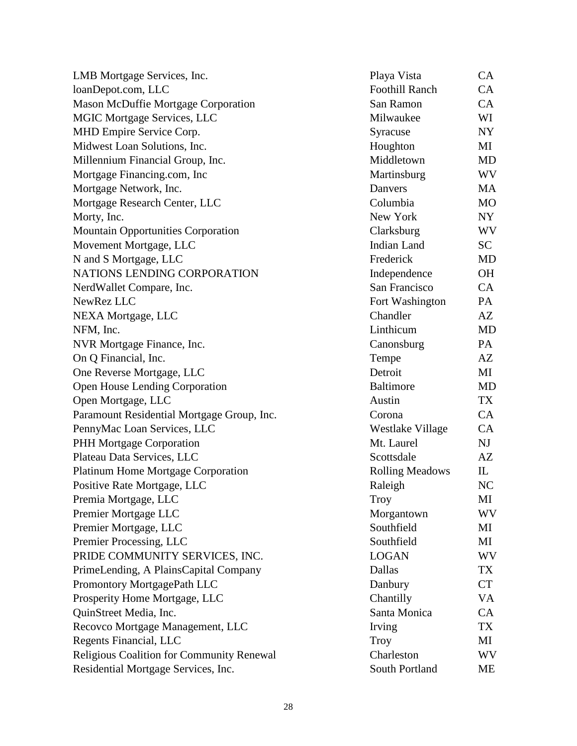| | | |
|---|---|---|
| LMB Mortgage Services, Inc. | Playa Vista | CA |
| loanDepot.com, LLC | Foothill Ranch | CA |
| Mason McDuffie Mortgage Corporation | San Ramon | CA |
| MGIC Mortgage Services, LLC | Milwaukee | WI |
| MHD Empire Service Corp. | Syracuse | NY |
| Midwest Loan Solutions, Inc. | Houghton | MI |
| Millennium Financial Group, Inc. | Middletown | MD |
| Mortgage Financing.com, Inc | Martinsburg | WV |
| Mortgage Network, Inc. | Danvers | MA |
| Mortgage Research Center, LLC | Columbia | MO |
| Morty, Inc. | New York | NY |
| Mountain Opportunities Corporation | Clarksburg | WV |
| Movement Mortgage, LLC | Indian Land | SC |
| N and S Mortgage, LLC | Frederick | MD |
| NATIONS LENDING CORPORATION | Independence | OH |
| NerdWallet Compare, Inc. | San Francisco | CA |
| NewRez LLC | Fort Washington | PA |
| NEXA Mortgage, LLC | Chandler | AZ |
| NFM, Inc. | Linthicum | MD |
| NVR Mortgage Finance, Inc. | Canonsburg | PA |
| On Q Financial, Inc. | Tempe | AZ |
| One Reverse Mortgage, LLC | Detroit | MI |
| Open House Lending Corporation | Baltimore | MD |
| Open Mortgage, LLC | Austin | TX |
| Paramount Residential Mortgage Group, Inc. | Corona | CA |
| PennyMac Loan Services, LLC | Westlake Village | CA |
| PHH Mortgage Corporation | Mt. Laurel | NJ |
| Plateau Data Services, LLC | Scottsdale | AZ |
| Platinum Home Mortgage Corporation | Rolling Meadows | IL |
| Positive Rate Mortgage, LLC | Raleigh | NC |
| Premia Mortgage, LLC | Troy | MI |
| Premier Mortgage LLC | Morgantown | WV |
| Premier Mortgage, LLC | Southfield | MI |
| Premier Processing, LLC | Southfield | MI |
| PRIDE COMMUNITY SERVICES, INC. | LOGAN | WV |
| PrimeLending, A PlainsCapital Company | Dallas | TX |
| Promontory MortgagePath LLC | Danbury | CT |
| Prosperity Home Mortgage, LLC | Chantilly | VA |
| QuinStreet Media, Inc. | Santa Monica | CA |
| Recovco Mortgage Management, LLC | Irving | TX |
| Regents Financial, LLC | Troy | MI |
| Religious Coalition for Community Renewal | Charleston | WV |
| Residential Mortgage Services, Inc. | South Portland | ME |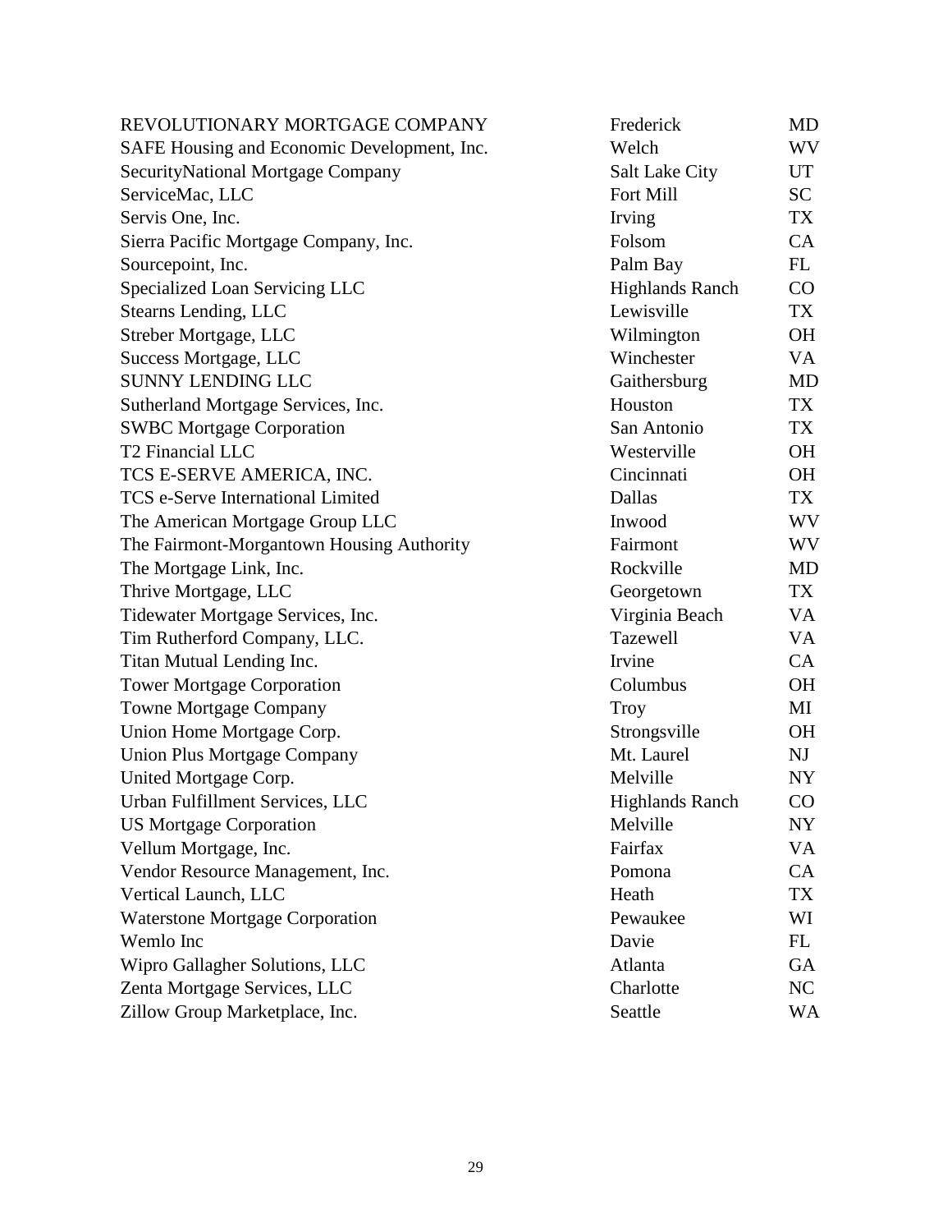| | | |
|---|---|---|
| REVOLUTIONARY MORTGAGE COMPANY | Frederick | MD |
| SAFE Housing and Economic Development, Inc. | Welch | WV |
| SecurityNational Mortgage Company | Salt Lake City | UT |
| ServiceMac, LLC | Fort Mill | SC |
| Servis One, Inc. | Irving | TX |
| Sierra Pacific Mortgage Company, Inc. | Folsom | CA |
| Sourcepoint, Inc. | Palm Bay | FL |
| Specialized Loan Servicing LLC | Highlands Ranch | CO |
| Stearns Lending, LLC | Lewisville | TX |
| Streber Mortgage, LLC | Wilmington | OH |
| Success Mortgage, LLC | Winchester | VA |
| SUNNY LENDING LLC | Gaithersburg | MD |
| Sutherland Mortgage Services, Inc. | Houston | TX |
| SWBC Mortgage Corporation | San Antonio | TX |
| T2 Financial LLC | Westerville | OH |
| TCS E-SERVE AMERICA, INC. | Cincinnati | OH |
| TCS e-Serve International Limited | Dallas | TX |
| The American Mortgage Group LLC | Inwood | WV |
| The Fairmont-Morgantown Housing Authority | Fairmont | WV |
| The Mortgage Link, Inc. | Rockville | MD |
| Thrive Mortgage, LLC | Georgetown | TX |
| Tidewater Mortgage Services, Inc. | Virginia Beach | VA |
| Tim Rutherford Company, LLC. | Tazewell | VA |
| Titan Mutual Lending Inc. | Irvine | CA |
| Tower Mortgage Corporation | Columbus | OH |
| Towne Mortgage Company | Troy | MI |
| Union Home Mortgage Corp. | Strongsville | OH |
| Union Plus Mortgage Company | Mt. Laurel | NJ |
| United Mortgage Corp. | Melville | NY |
| Urban Fulfillment Services, LLC | Highlands Ranch | CO |
| US Mortgage Corporation | Melville | NY |
| Vellum Mortgage, Inc. | Fairfax | VA |
| Vendor Resource Management, Inc. | Pomona | CA |
| Vertical Launch, LLC | Heath | TX |
| Waterstone Mortgage Corporation | Pewaukee | WI |
| Wemlo Inc | Davie | FL |
| Wipro Gallagher Solutions, LLC | Atlanta | GA |
| Zenta Mortgage Services, LLC | Charlotte | NC |
| Zillow Group Marketplace, Inc. | Seattle | WA |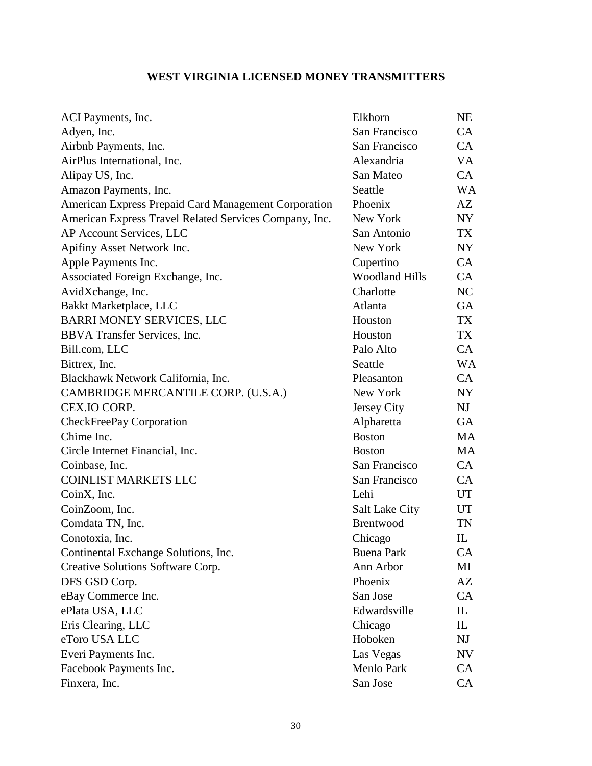# WEST VIRGINIA LICENSED MONEY TRANSMITTERS

| | | |
|---|---|---|
| ACI Payments, Inc. | Elkhorn | NE |
| Adyen, Inc. | San Francisco | CA |
| Airbnb Payments, Inc. | San Francisco | CA |
| AirPlus International, Inc. | Alexandria | VA |
| Alipay US, Inc. | San Mateo | CA |
| Amazon Payments, Inc. | Seattle | WA |
| American Express Prepaid Card Management Corporation | Phoenix | AZ |
| American Express Travel Related Services Company, Inc. | New York | NY |
| AP Account Services, LLC | San Antonio | TX |
| Apifiny Asset Network Inc. | New York | NY |
| Apple Payments Inc. | Cupertino | CA |
| Associated Foreign Exchange, Inc. | Woodland Hills | CA |
| AvidXchange, Inc. | Charlotte | NC |
| Bakkt Marketplace, LLC | Atlanta | GA |
| BARRI MONEY SERVICES, LLC | Houston | TX |
| BBVA Transfer Services, Inc. | Houston | TX |
| Bill.com, LLC | Palo Alto | CA |
| Bittrex, Inc. | Seattle | WA |
| Blackhawk Network California, Inc. | Pleasanton | CA |
| CAMBRIDGE MERCANTILE CORP. (U.S.A.) | New York | NY |
| CEX.IO CORP. | Jersey City | NJ |
| CheckFreePay Corporation | Alpharetta | GA |
| Chime Inc. | Boston | MA |
| Circle Internet Financial, Inc. | Boston | MA |
| Coinbase, Inc. | San Francisco | CA |
| COINLIST MARKETS LLC | San Francisco | CA |
| CoinX, Inc. | Lehi | UT |
| CoinZoom, Inc. | Salt Lake City | UT |
| Comdata TN, Inc. | Brentwood | TN |
| Conotoxia, Inc. | Chicago | IL |
| Continental Exchange Solutions, Inc. | Buena Park | CA |
| Creative Solutions Software Corp. | Ann Arbor | MI |
| DFS GSD Corp. | Phoenix | AZ |
| eBay Commerce Inc. | San Jose | CA |
| ePlata USA, LLC | Edwardsville | IL |
| Eris Clearing, LLC | Chicago | IL |
| eToro USA LLC | Hoboken | NJ |
| Everi Payments Inc. | Las Vegas | NV |
| Facebook Payments Inc. | Menlo Park | CA |
| Finxera, Inc. | San Jose | CA |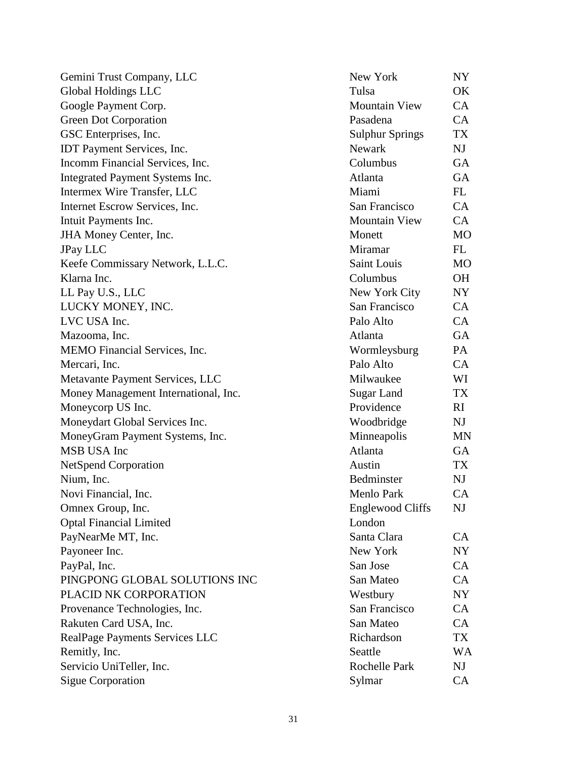| | | |
|---|---|---|
| Gemini Trust Company, LLC | New York | NY |
| Global Holdings LLC | Tulsa | OK |
| Google Payment Corp. | Mountain View | CA |
| Green Dot Corporation | Pasadena | CA |
| GSC Enterprises, Inc. | Sulphur Springs | TX |
| IDT Payment Services, Inc. | Newark | NJ |
| Incomm Financial Services, Inc. | Columbus | GA |
| Integrated Payment Systems Inc. | Atlanta | GA |
| Intermex Wire Transfer, LLC | Miami | FL |
| Internet Escrow Services, Inc. | San Francisco | CA |
| Intuit Payments Inc. | Mountain View | CA |
| JHA Money Center, Inc. | Monett | MO |
| JPay LLC | Miramar | FL |
| Keefe Commissary Network, L.L.C. | Saint Louis | MO |
| Klarna Inc. | Columbus | OH |
| LL Pay U.S., LLC | New York City | NY |
| LUCKY MONEY, INC. | San Francisco | CA |
| LVC USA Inc. | Palo Alto | CA |
| Mazooma, Inc. | Atlanta | GA |
| MEMO Financial Services, Inc. | Wormleysburg | PA |
| Mercari, Inc. | Palo Alto | CA |
| Metavante Payment Services, LLC | Milwaukee | WI |
| Money Management International, Inc. | Sugar Land | TX |
| Moneycorp US Inc. | Providence | RI |
| Moneydart Global Services Inc. | Woodbridge | NJ |
| MoneyGram Payment Systems, Inc. | Minneapolis | MN |
| MSB USA Inc | Atlanta | GA |
| NetSpend Corporation | Austin | TX |
| Nium, Inc. | Bedminster | NJ |
| Novi Financial, Inc. | Menlo Park | CA |
| Omnex Group, Inc. | Englewood Cliffs | NJ |
| Optal Financial Limited | London | |
| PayNearMe MT, Inc. | Santa Clara | CA |
| Payoneer Inc. | New York | NY |
| PayPal, Inc. | San Jose | CA |
| PINGPONG GLOBAL SOLUTIONS INC | San Mateo | CA |
| PLACID NK CORPORATION | Westbury | NY |
| Provenance Technologies, Inc. | San Francisco | CA |
| Rakuten Card USA, Inc. | San Mateo | CA |
| RealPage Payments Services LLC | Richardson | TX |
| Remitly, Inc. | Seattle | WA |
| Servicio UniTeller, Inc. | Rochelle Park | NJ |
| Sigue Corporation | Sylmar | CA |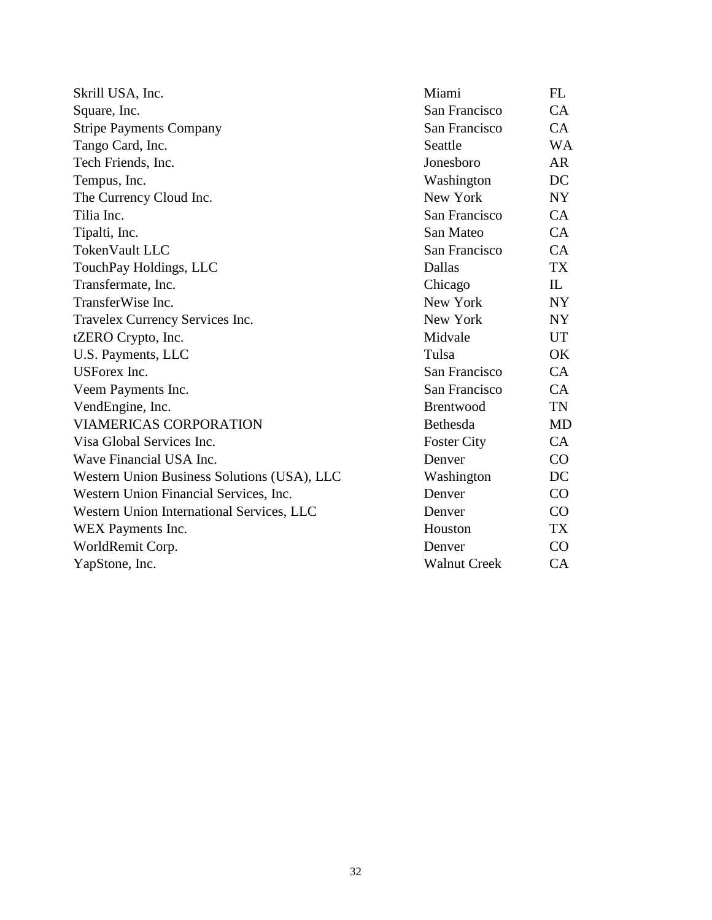| | | |
|---|---|---|
| Skrill USA, Inc. | Miami | FL |
| Square, Inc. | San Francisco | CA |
| Stripe Payments Company | San Francisco | CA |
| Tango Card, Inc. | Seattle | WA |
| Tech Friends, Inc. | Jonesboro | AR |
| Tempus, Inc. | Washington | DC |
| The Currency Cloud Inc. | New York | NY |
| Tilia Inc. | San Francisco | CA |
| Tipalti, Inc. | San Mateo | CA |
| TokenVault LLC | San Francisco | CA |
| TouchPay Holdings, LLC | Dallas | TX |
| Transfermate, Inc. | Chicago | IL |
| TransferWise Inc. | New York | NY |
| Travelex Currency Services Inc. | New York | NY |
| tZERO Crypto, Inc. | Midvale | UT |
| U.S. Payments, LLC | Tulsa | OK |
| USForex Inc. | San Francisco | CA |
| Veem Payments Inc. | San Francisco | CA |
| VendEngine, Inc. | Brentwood | TN |
| VIAMERICAS CORPORATION | Bethesda | MD |
| Visa Global Services Inc. | Foster City | CA |
| Wave Financial USA Inc. | Denver | CO |
| Western Union Business Solutions (USA), LLC | Washington | DC |
| Western Union Financial Services, Inc. | Denver | CO |
| Western Union International Services, LLC | Denver | CO |
| WEX Payments Inc. | Houston | TX |
| WorldRemit Corp. | Denver | CO |
| YapStone, Inc. | Walnut Creek | CA |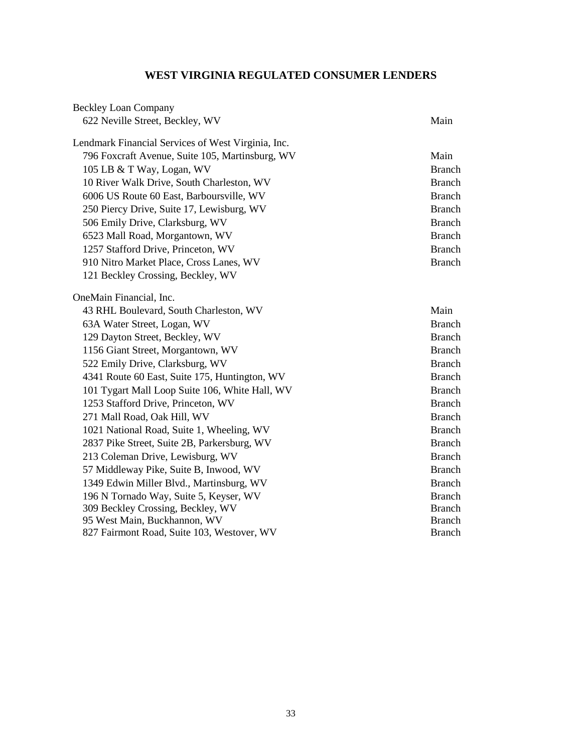# WEST VIRGINIA REGULATED CONSUMER LENDERS

| | |
|---|---|
| Beckley Loan Company | |
| 622 Neville Street, Beckley, WV | Main |
| | |
| Lendmark Financial Services of West Virginia, Inc. | |
| 796 Foxcraft Avenue, Suite 105, Martinsburg, WV | Main |
| 105 LB & T Way, Logan, WV | Branch |
| 10 River Walk Drive, South Charleston, WV | Branch |
| 6006 US Route 60 East, Barboursville, WV | Branch |
| 250 Piercy Drive, Suite 17, Lewisburg, WV | Branch |
| 506 Emily Drive, Clarksburg, WV | Branch |
| 6523 Mall Road, Morgantown, WV | Branch |
| 1257 Stafford Drive, Princeton, WV | Branch |
| 910 Nitro Market Place, Cross Lanes, WV | Branch |
| 121 Beckley Crossing, Beckley, WV | |
| | |
| OneMain Financial, Inc. | |
| 43 RHL Boulevard, South Charleston, WV | Main |
| 63A Water Street, Logan, WV | Branch |
| 129 Dayton Street, Beckley, WV | Branch |
| 1156 Giant Street, Morgantown, WV | Branch |
| 522 Emily Drive, Clarksburg, WV | Branch |
| 4341 Route 60 East, Suite 175, Huntington, WV | Branch |
| 101 Tygart Mall Loop Suite 106, White Hall, WV | Branch |
| 1253 Stafford Drive, Princeton, WV | Branch |
| 271 Mall Road, Oak Hill, WV | Branch |
| 1021 National Road, Suite 1, Wheeling, WV | Branch |
| 2837 Pike Street, Suite 2B, Parkersburg, WV | Branch |
| 213 Coleman Drive, Lewisburg, WV | Branch |
| 57 Middleway Pike, Suite B, Inwood, WV | Branch |
| 1349 Edwin Miller Blvd., Martinsburg, WV | Branch |
| 196 N Tornado Way, Suite 5, Keyser, WV | Branch |
| 309 Beckley Crossing, Beckley, WV | Branch |
| 95 West Main, Buckhannon, WV | Branch |
| 827 Fairmont Road, Suite 103, Westover, WV | Branch |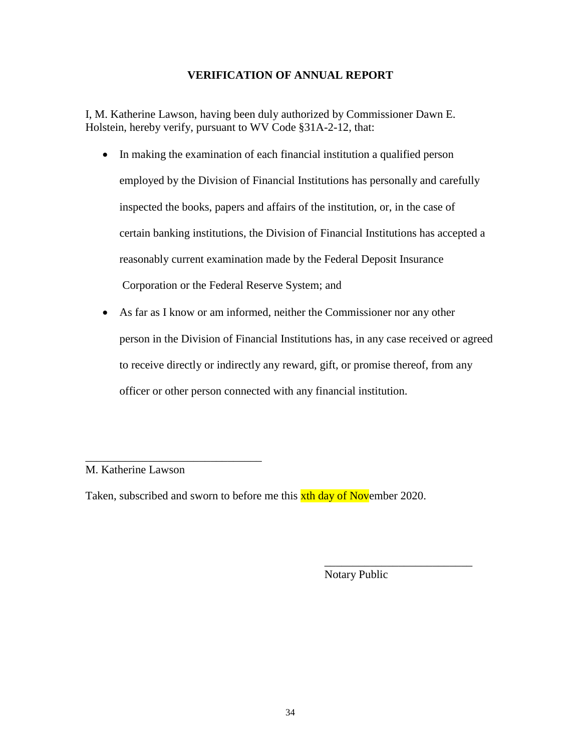# VERIFICATION OF ANNUAL REPORT

I, M. Katherine Lawson, having been duly authorized by Commissioner Dawn E. Holstein, hereby verify, pursuant to WV Code §31A-2-12, that:

- In making the examination of each financial institution a qualified person employed by the Division of Financial Institutions has personally and carefully inspected the books, papers and affairs of the institution, or, in the case of certain banking institutions, the Division of Financial Institutions has accepted a reasonably current examination made by the Federal Deposit Insurance Corporation or the Federal Reserve System; and
- As far as I know or am informed, neither the Commissioner nor any other person in the Division of Financial Institutions has, in any case received or agreed to receive directly or indirectly any reward, gift, or promise thereof, from any officer or other person connected with any financial institution.

\_\_\_\_\_\_\_\_\_\_\_\_\_\_\_\_\_\_\_\_\_\_\_\_\_\_\_\_\_\_\_

M. Katherine Lawson

Taken, subscribed and sworn to before me this xth day of November 2020.

\_\_\_\_\_\_\_\_\_\_\_\_\_\_\_\_\_\_\_\_\_\_\_\_\_\_

Notary Public